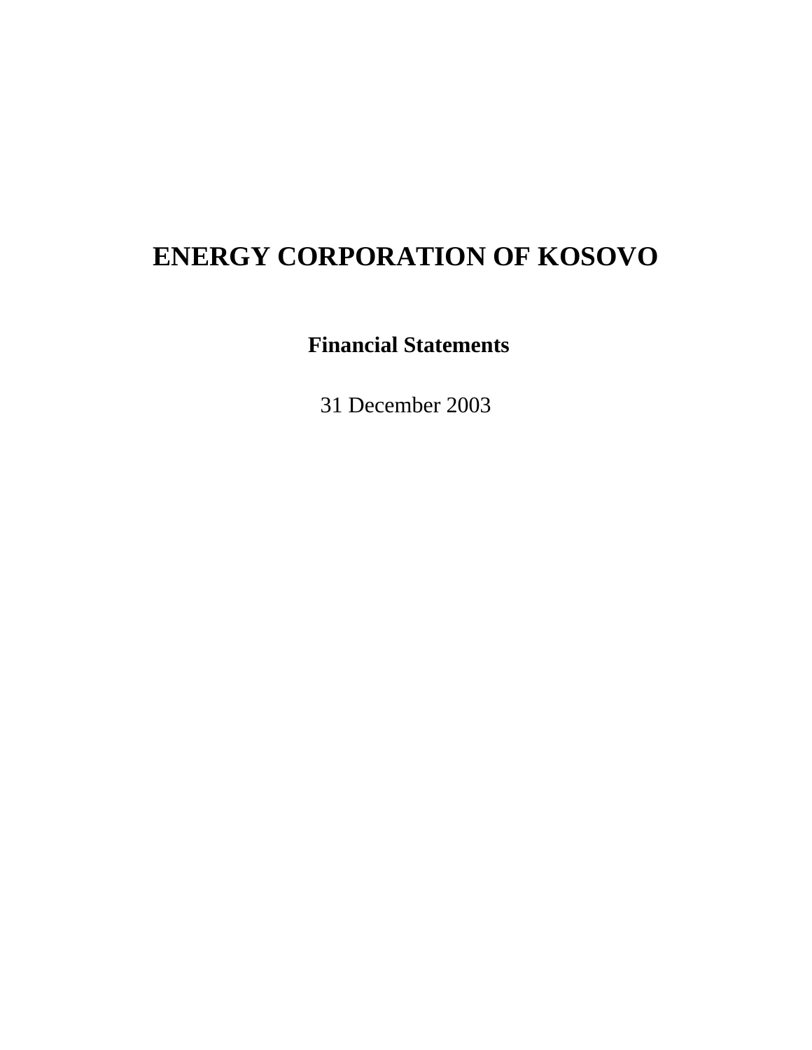# ENERGY CORPORATION OF KOSOVO

**Financial Statements**

31 December 2003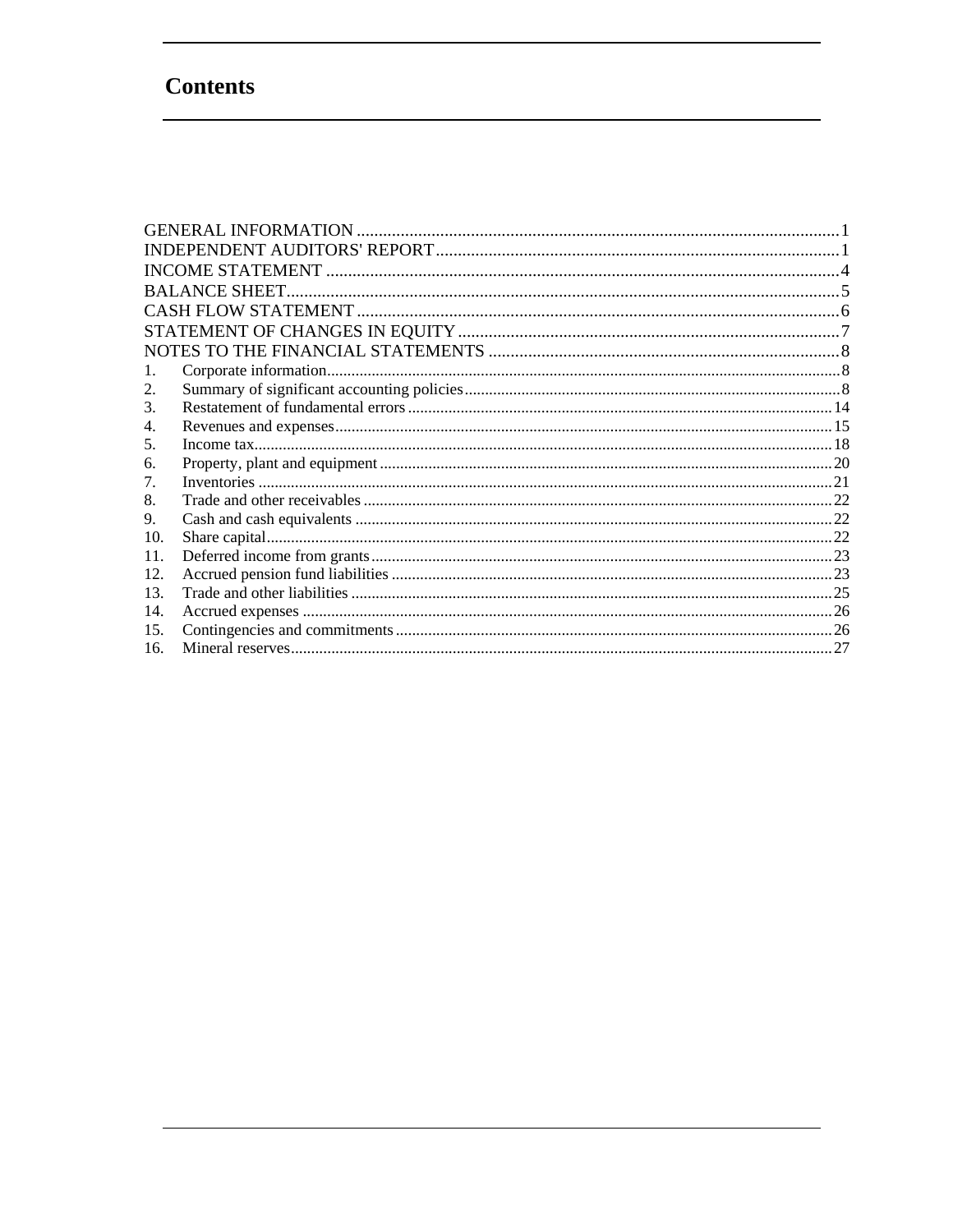# Contents

GENERAL INFORMATION ............ 1
INDEPENDENT AUDITORS' REPORT ............ 1
INCOME STATEMENT ............ 4
BALANCE SHEET ............ 5
CASH FLOW STATEMENT ............ 6
STATEMENT OF CHANGES IN EQUITY ............ 7
NOTES TO THE FINANCIAL STATEMENTS ............ 8

1. Corporate information ............ 8
2. Summary of significant accounting policies ............ 8
3. Restatement of fundamental errors ............ 14
4. Revenues and expenses ............ 15
5. Income tax ............ 18
6. Property, plant and equipment ............ 20
7. Inventories ............ 21
8. Trade and other receivables ............ 22
9. Cash and cash equivalents ............ 22
10. Share capital ............ 22
11. Deferred income from grants ............ 23
12. Accrued pension fund liabilities ............ 23
13. Trade and other liabilities ............ 25
14. Accrued expenses ............ 26
15. Contingencies and commitments ............ 26
16. Mineral reserves ............ 27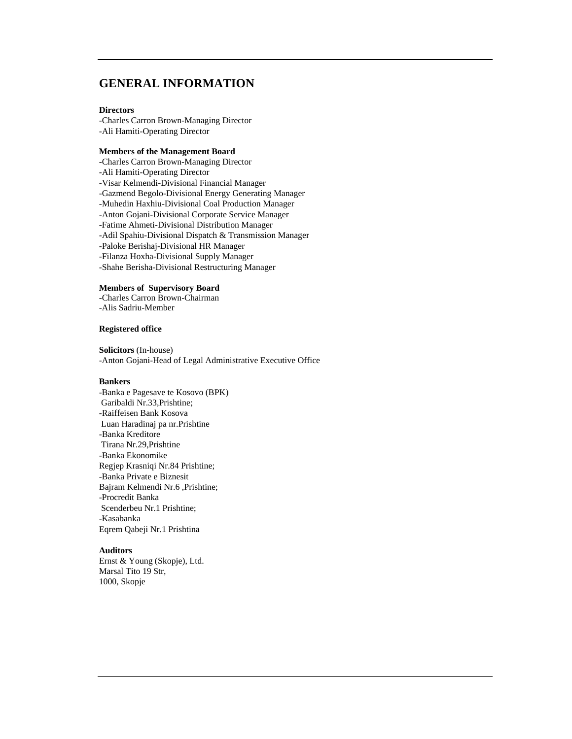# GENERAL INFORMATION

**Directors**

-Charles Carron Brown-Managing Director
-Ali Hamiti-Operating Director

**Members of the Management Board**

-Charles Carron Brown-Managing Director
-Ali Hamiti-Operating Director
-Visar Kelmendi-Divisional Financial Manager
-Gazmend Begolo-Divisional Energy Generating Manager
-Muhedin Haxhiu-Divisional Coal Production Manager
-Anton Gojani-Divisional Corporate Service Manager
-Fatime Ahmeti-Divisional Distribution Manager
-Adil Spahiu-Divisional Dispatch & Transmission Manager
-Paloke Berishaj-Divisional HR Manager
-Filanza Hoxha-Divisional Supply Manager
-Shahe Berisha-Divisional Restructuring Manager

**Members of Supervisory Board**

-Charles Carron Brown-Chairman
-Alis Sadriu-Member

**Registered office**

**Solicitors** (In-house)
-Anton Gojani-Head of Legal Administrative Executive Office

**Bankers**

-Banka e Pagesave te Kosovo (BPK)
Garibaldi Nr.33,Prishtine;
-Raiffeisen Bank Kosova
Luan Haradinaj pa nr.Prishtine
-Banka Kreditore
Tirana Nr.29,Prishtine
-Banka Ekonomike
Regjep Krasniqi Nr.84 Prishtine;
-Banka Private e Biznesit
Bajram Kelmendi Nr.6 ,Prishtine;
-Procredit Banka
Scenderbeu Nr.1 Prishtine;
-Kasabanka
Eqrem Qabeji Nr.1 Prishtina

**Auditors**

Ernst & Young (Skopje), Ltd.
Marsal Tito 19 Str,
1000, Skopje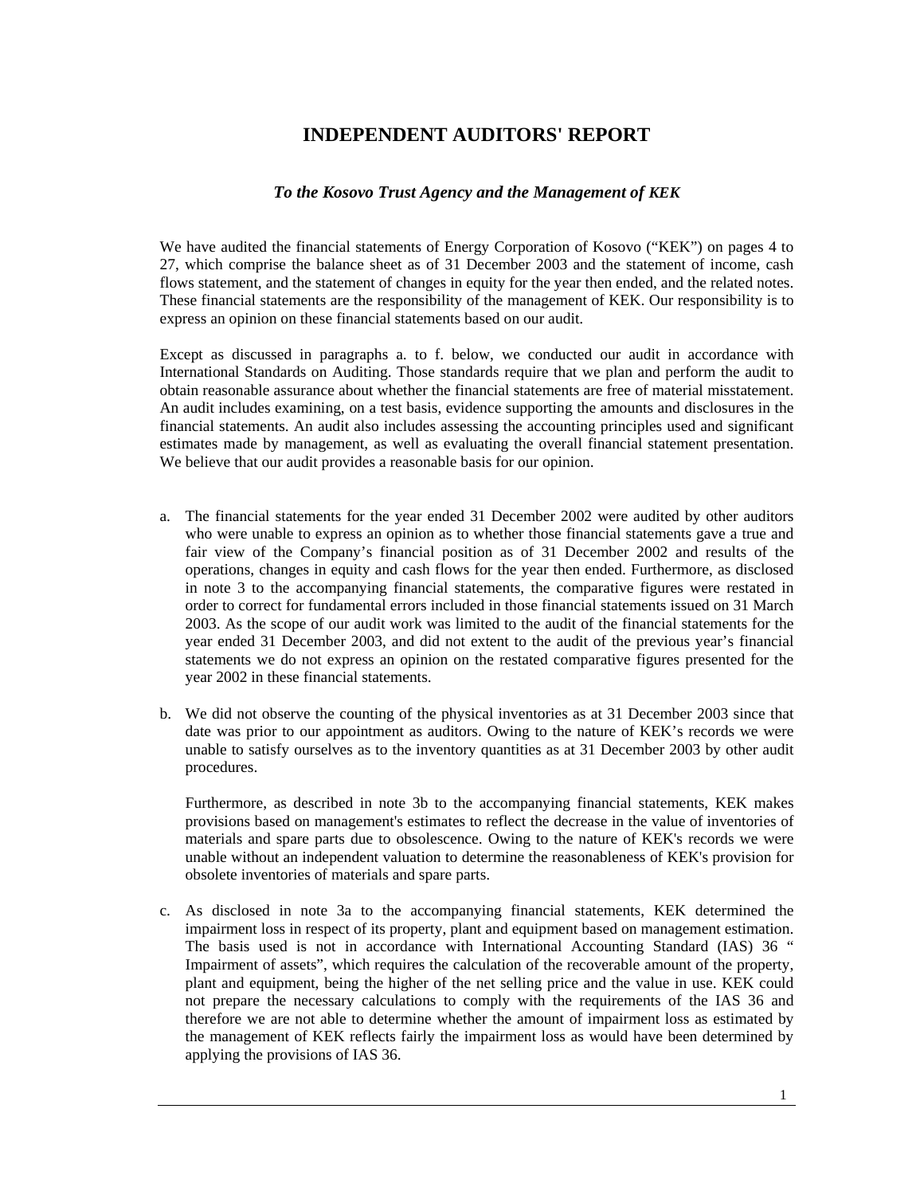# INDEPENDENT AUDITORS' REPORT

*To the Kosovo Trust Agency and the Management of KEK*

We have audited the financial statements of Energy Corporation of Kosovo ("KEK") on pages 4 to 27, which comprise the balance sheet as of 31 December 2003 and the statement of income, cash flows statement, and the statement of changes in equity for the year then ended, and the related notes. These financial statements are the responsibility of the management of KEK. Our responsibility is to express an opinion on these financial statements based on our audit.

Except as discussed in paragraphs a. to f. below, we conducted our audit in accordance with International Standards on Auditing. Those standards require that we plan and perform the audit to obtain reasonable assurance about whether the financial statements are free of material misstatement. An audit includes examining, on a test basis, evidence supporting the amounts and disclosures in the financial statements. An audit also includes assessing the accounting principles used and significant estimates made by management, as well as evaluating the overall financial statement presentation. We believe that our audit provides a reasonable basis for our opinion.

a. The financial statements for the year ended 31 December 2002 were audited by other auditors who were unable to express an opinion as to whether those financial statements gave a true and fair view of the Company's financial position as of 31 December 2002 and results of the operations, changes in equity and cash flows for the year then ended. Furthermore, as disclosed in note 3 to the accompanying financial statements, the comparative figures were restated in order to correct for fundamental errors included in those financial statements issued on 31 March 2003. As the scope of our audit work was limited to the audit of the financial statements for the year ended 31 December 2003, and did not extent to the audit of the previous year's financial statements we do not express an opinion on the restated comparative figures presented for the year 2002 in these financial statements.

b. We did not observe the counting of the physical inventories as at 31 December 2003 since that date was prior to our appointment as auditors. Owing to the nature of KEK's records we were unable to satisfy ourselves as to the inventory quantities as at 31 December 2003 by other audit procedures.

   Furthermore, as described in note 3b to the accompanying financial statements, KEK makes provisions based on management's estimates to reflect the decrease in the value of inventories of materials and spare parts due to obsolescence. Owing to the nature of KEK's records we were unable without an independent valuation to determine the reasonableness of KEK's provision for obsolete inventories of materials and spare parts.

c. As disclosed in note 3a to the accompanying financial statements, KEK determined the impairment loss in respect of its property, plant and equipment based on management estimation. The basis used is not in accordance with International Accounting Standard (IAS) 36 " Impairment of assets", which requires the calculation of the recoverable amount of the property, plant and equipment, being the higher of the net selling price and the value in use. KEK could not prepare the necessary calculations to comply with the requirements of the IAS 36 and therefore we are not able to determine whether the amount of impairment loss as estimated by the management of KEK reflects fairly the impairment loss as would have been determined by applying the provisions of IAS 36.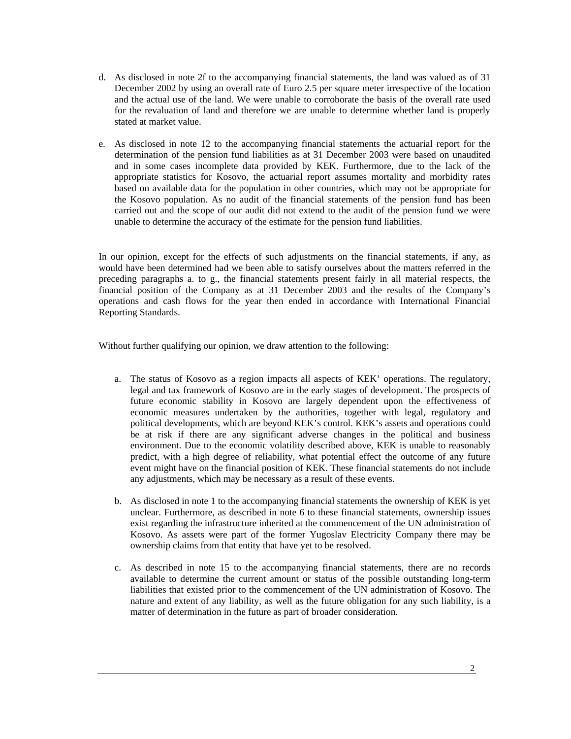d. As disclosed in note 2f to the accompanying financial statements, the land was valued as of 31 December 2002 by using an overall rate of Euro 2.5 per square meter irrespective of the location and the actual use of the land. We were unable to corroborate the basis of the overall rate used for the revaluation of land and therefore we are unable to determine whether land is properly stated at market value.

e. As disclosed in note 12 to the accompanying financial statements the actuarial report for the determination of the pension fund liabilities as at 31 December 2003 were based on unaudited and in some cases incomplete data provided by KEK. Furthermore, due to the lack of the appropriate statistics for Kosovo, the actuarial report assumes mortality and morbidity rates based on available data for the population in other countries, which may not be appropriate for the Kosovo population. As no audit of the financial statements of the pension fund has been carried out and the scope of our audit did not extend to the audit of the pension fund we were unable to determine the accuracy of the estimate for the pension fund liabilities.

In our opinion, except for the effects of such adjustments on the financial statements, if any, as would have been determined had we been able to satisfy ourselves about the matters referred in the preceding paragraphs a. to g., the financial statements present fairly in all material respects, the financial position of the Company as at 31 December 2003 and the results of the Company's operations and cash flows for the year then ended in accordance with International Financial Reporting Standards.

Without further qualifying our opinion, we draw attention to the following:

a. The status of Kosovo as a region impacts all aspects of KEK' operations. The regulatory, legal and tax framework of Kosovo are in the early stages of development. The prospects of future economic stability in Kosovo are largely dependent upon the effectiveness of economic measures undertaken by the authorities, together with legal, regulatory and political developments, which are beyond KEK's control. KEK's assets and operations could be at risk if there are any significant adverse changes in the political and business environment. Due to the economic volatility described above, KEK is unable to reasonably predict, with a high degree of reliability, what potential effect the outcome of any future event might have on the financial position of KEK. These financial statements do not include any adjustments, which may be necessary as a result of these events.

b. As disclosed in note 1 to the accompanying financial statements the ownership of KEK is yet unclear. Furthermore, as described in note 6 to these financial statements, ownership issues exist regarding the infrastructure inherited at the commencement of the UN administration of Kosovo. As assets were part of the former Yugoslav Electricity Company there may be ownership claims from that entity that have yet to be resolved.

c. As described in note 15 to the accompanying financial statements, there are no records available to determine the current amount or status of the possible outstanding long-term liabilities that existed prior to the commencement of the UN administration of Kosovo. The nature and extent of any liability, as well as the future obligation for any such liability, is a matter of determination in the future as part of broader consideration.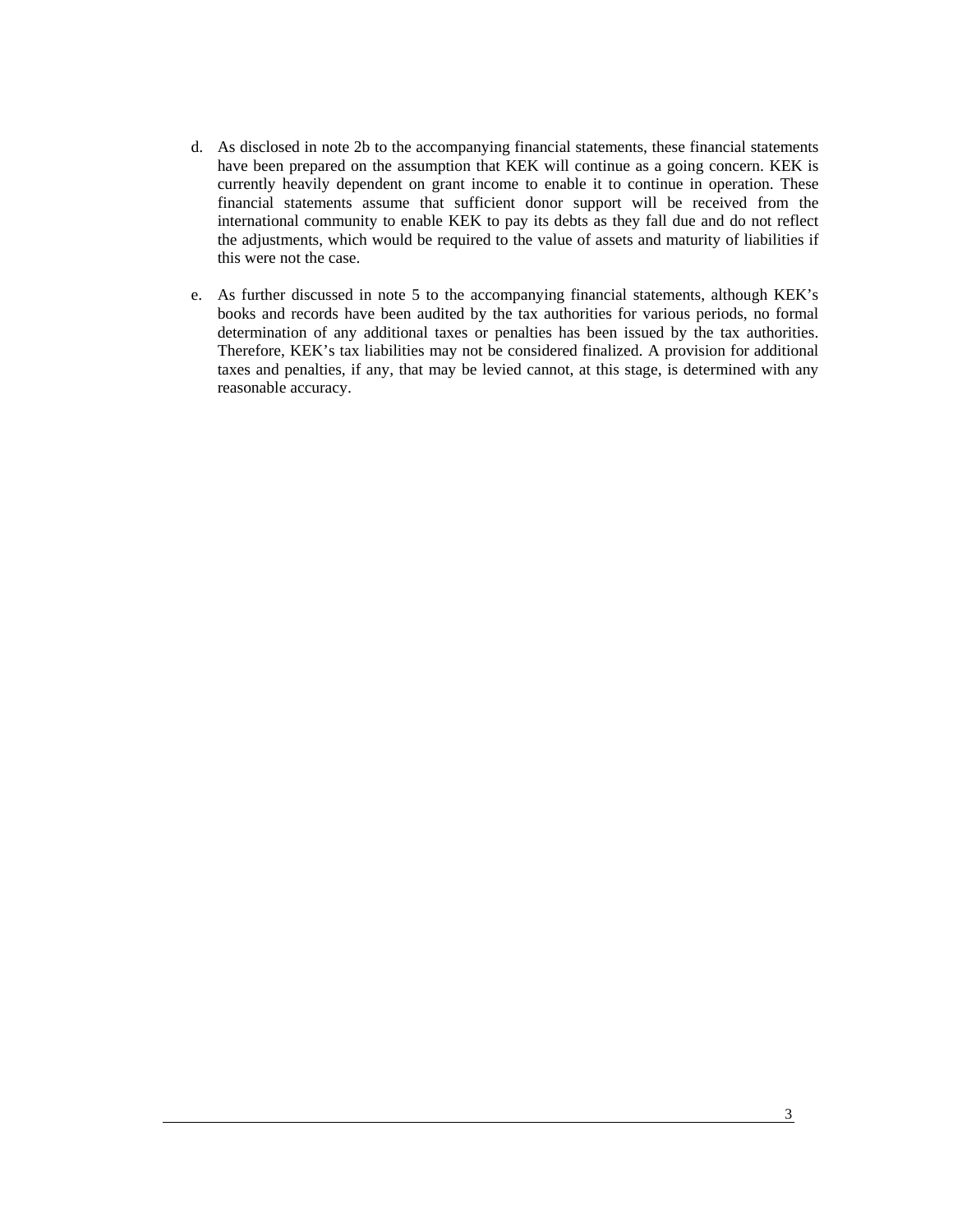d. As disclosed in note 2b to the accompanying financial statements, these financial statements have been prepared on the assumption that KEK will continue as a going concern. KEK is currently heavily dependent on grant income to enable it to continue in operation. These financial statements assume that sufficient donor support will be received from the international community to enable KEK to pay its debts as they fall due and do not reflect the adjustments, which would be required to the value of assets and maturity of liabilities if this were not the case.

e. As further discussed in note 5 to the accompanying financial statements, although KEK's books and records have been audited by the tax authorities for various periods, no formal determination of any additional taxes or penalties has been issued by the tax authorities. Therefore, KEK's tax liabilities may not be considered finalized. A provision for additional taxes and penalties, if any, that may be levied cannot, at this stage, is determined with any reasonable accuracy.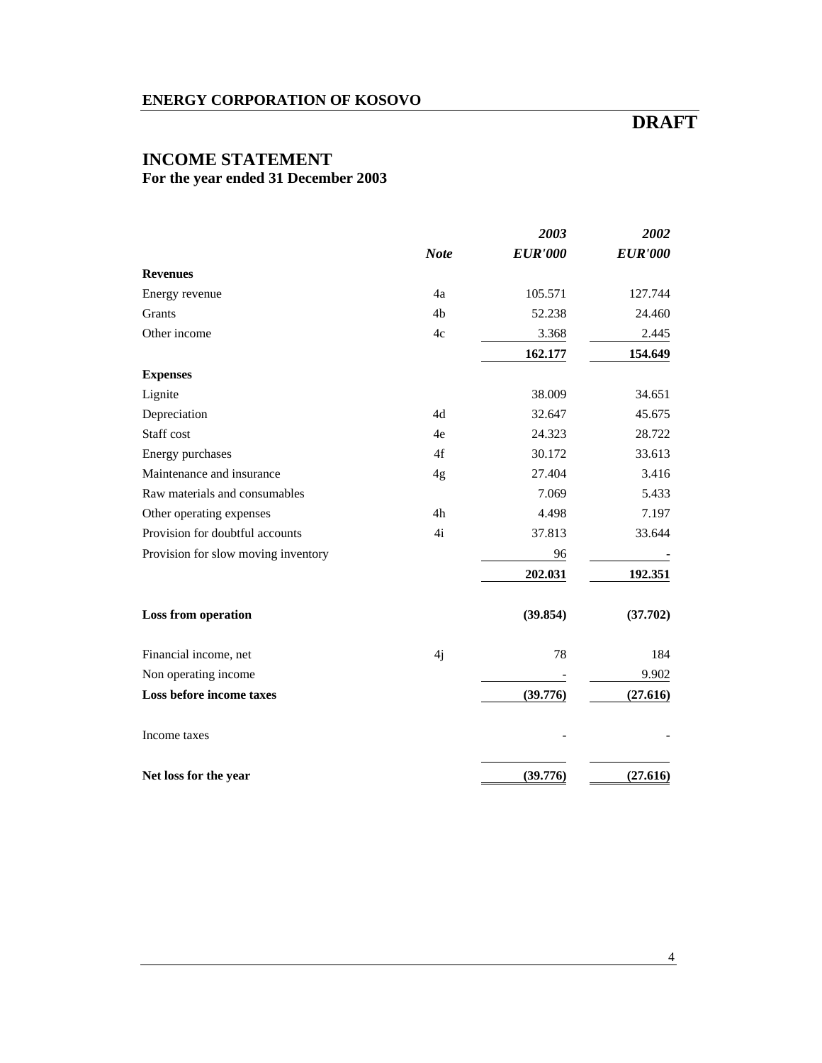## ENERGY CORPORATION OF KOSOVO

# DRAFT

## INCOME STATEMENT
### For the year ended 31 December 2003

| | *Note* | *2003* *EUR'000* | *2002* *EUR'000* |
|---|---|---|---|
| **Revenues** | | | |
| Energy revenue | 4a | 105.571 | 127.744 |
| Grants | 4b | 52.238 | 24.460 |
| Other income | 4c | 3.368 | 2.445 |
| | | **162.177** | **154.649** |
| **Expenses** | | | |
| Lignite | | 38.009 | 34.651 |
| Depreciation | 4d | 32.647 | 45.675 |
| Staff cost | 4e | 24.323 | 28.722 |
| Energy purchases | 4f | 30.172 | 33.613 |
| Maintenance and insurance | 4g | 27.404 | 3.416 |
| Raw materials and consumables | | 7.069 | 5.433 |
| Other operating expenses | 4h | 4.498 | 7.197 |
| Provision for doubtful accounts | 4i | 37.813 | 33.644 |
| Provision for slow moving inventory | | 96 | - |
| | | **202.031** | **192.351** |
| **Loss from operation** | | **(39.854)** | **(37.702)** |
| Financial income, net | 4j | 78 | 184 |
| Non operating income | | - | 9.902 |
| **Loss before income taxes** | | **(39.776)** | **(27.616)** |
| Income taxes | | - | - |
| **Net loss for the year** | | **(39.776)** | **(27.616)** |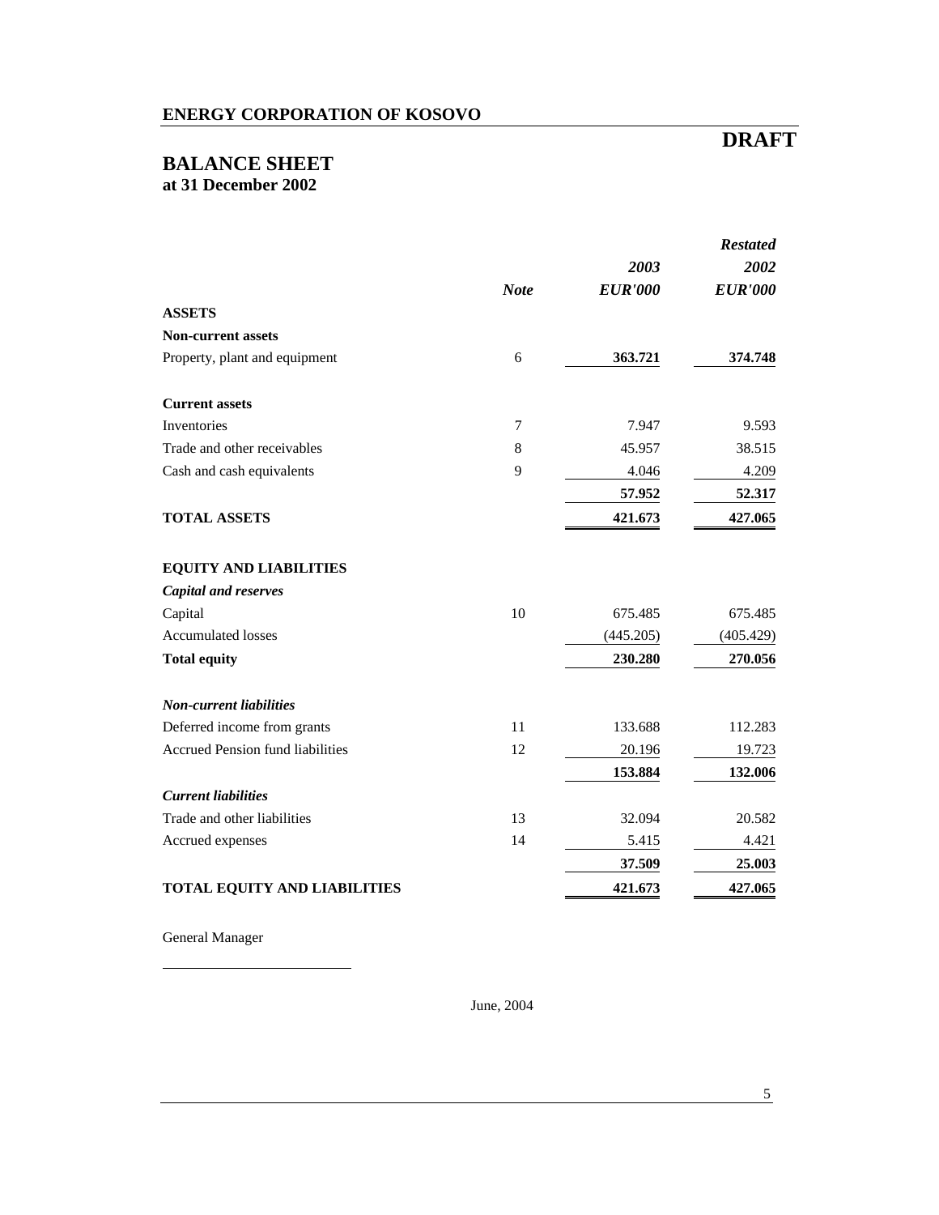**ENERGY CORPORATION OF KOSOVO**

**DRAFT**

# BALANCE SHEET
**at 31 December 2002**

| | *Note* | *2003* *EUR'000* | ***Restated*** *2002* *EUR'000* |
|---|---|---|---|
| **ASSETS** | | | |
| **Non-current assets** | | | |
| Property, plant and equipment | 6 | **363.721** | **374.748** |
| | | | |
| **Current assets** | | | |
| Inventories | 7 | 7.947 | 9.593 |
| Trade and other receivables | 8 | 45.957 | 38.515 |
| Cash and cash equivalents | 9 | 4.046 | 4.209 |
| | | **57.952** | **52.317** |
| **TOTAL ASSETS** | | **421.673** | **427.065** |
| | | | |
| **EQUITY AND LIABILITIES** | | | |
| ***Capital and reserves*** | | | |
| Capital | 10 | 675.485 | 675.485 |
| Accumulated losses | | (445.205) | (405.429) |
| **Total equity** | | **230.280** | **270.056** |
| | | | |
| ***Non-current liabilities*** | | | |
| Deferred income from grants | 11 | 133.688 | 112.283 |
| Accrued Pension fund liabilities | 12 | 20.196 | 19.723 |
| | | **153.884** | **132.006** |
| ***Current liabilities*** | | | |
| Trade and other liabilities | 13 | 32.094 | 20.582 |
| Accrued expenses | 14 | 5.415 | 4.421 |
| | | **37.509** | **25.003** |
| **TOTAL EQUITY AND LIABILITIES** | | **421.673** | **427.065** |

General Manager

\_\_\_\_\_\_\_\_\_\_\_\_\_\_\_\_\_\_\_\_\_\_\_\_

June, 2004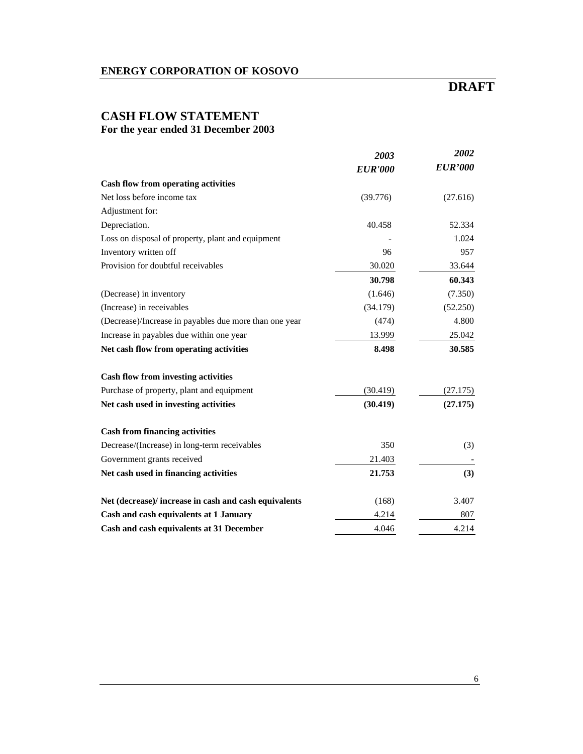**ENERGY CORPORATION OF KOSOVO**

**DRAFT**

# CASH FLOW STATEMENT

**For the year ended 31 December 2003**

| | *2003* *EUR'000* | *2002* *EUR'000* |
|---|---|---|
| **Cash flow from operating activities** | | |
| Net loss before income tax | (39.776) | (27.616) |
| Adjustment for: | | |
| Depreciation. | 40.458 | 52.334 |
| Loss on disposal of property, plant and equipment | - | 1.024 |
| Inventory written off | 96 | 957 |
| Provision for doubtful receivables | 30.020 | 33.644 |
| | **30.798** | **60.343** |
| (Decrease) in inventory | (1.646) | (7.350) |
| (Increase) in receivables | (34.179) | (52.250) |
| (Decrease)/Increase in payables due more than one year | (474) | 4.800 |
| Increase in payables due within one year | 13.999 | 25.042 |
| **Net cash flow from operating activities** | **8.498** | **30.585** |
| | | |
| **Cash flow from investing activities** | | |
| Purchase of property, plant and equipment | (30.419) | (27.175) |
| **Net cash used in investing activities** | **(30.419)** | **(27.175)** |
| | | |
| **Cash from financing activities** | | |
| Decrease/(Increase) in long-term receivables | 350 | (3) |
| Government grants received | 21.403 | - |
| **Net cash used in financing activities** | **21.753** | **(3)** |
| | | |
| **Net (decrease)/ increase in cash and cash equivalents** | (168) | 3.407 |
| **Cash and cash equivalents at 1 January** | 4.214 | 807 |
| **Cash and cash equivalents at 31 December** | 4.046 | 4.214 |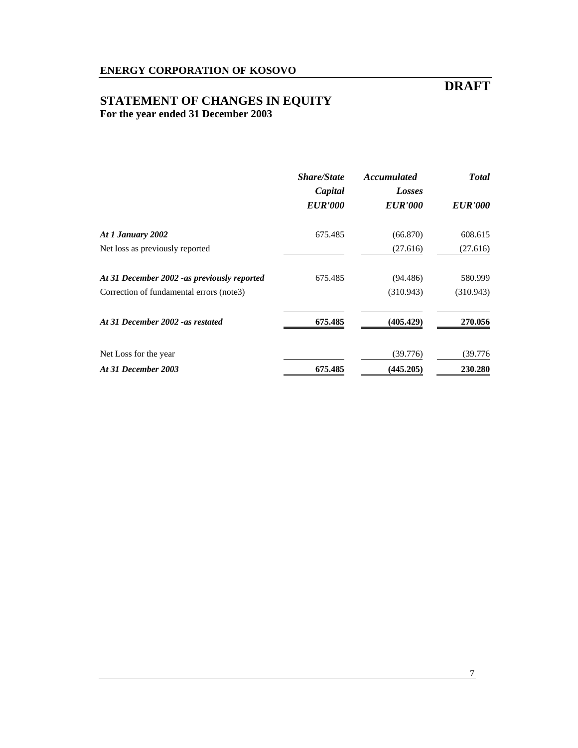**ENERGY CORPORATION OF KOSOVO**

**DRAFT**

# STATEMENT OF CHANGES IN EQUITY

**For the year ended 31 December 2003**

| | ***Share/State Capital*** | ***Accumulated Losses*** | ***Total*** |
|---|---|---|---|
| | ***EUR'000*** | ***EUR'000*** | ***EUR'000*** |
| ***At 1 January 2002*** | 675.485 | (66.870) | 608.615 |
| Net loss as previously reported | | (27.616) | (27.616) |
| ***At 31 December 2002 -as previously reported*** | 675.485 | (94.486) | 580.999 |
| Correction of fundamental errors (note3) | | (310.943) | (310.943) |
| ***At 31 December 2002 -as restated*** | **675.485** | **(405.429)** | **270.056** |
| Net Loss for the year | | (39.776) | (39.776 |
| ***At 31 December 2003*** | **675.485** | **(445.205)** | **230.280** |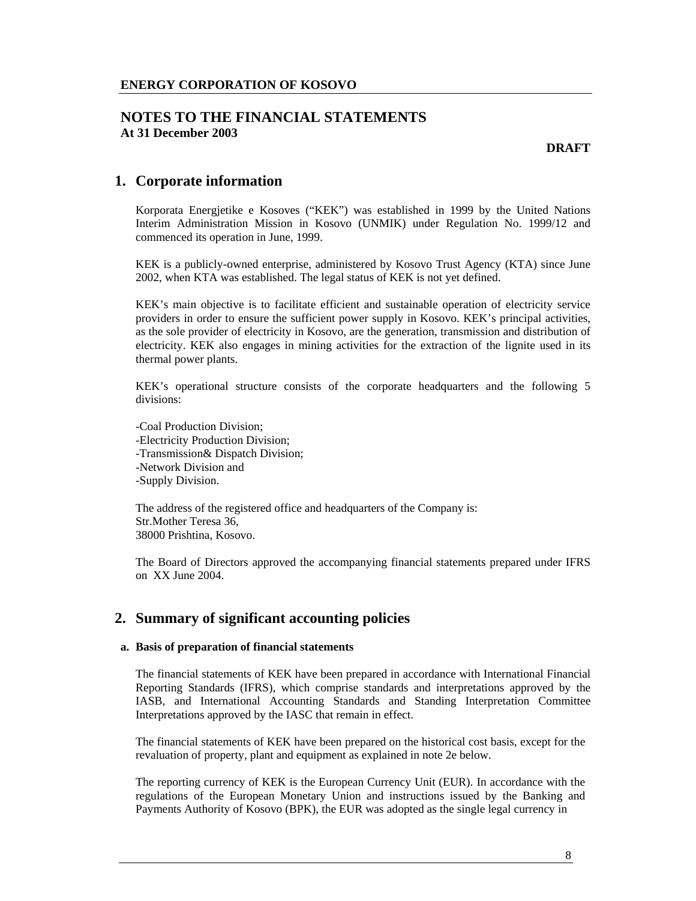**ENERGY CORPORATION OF KOSOVO**

# NOTES TO THE FINANCIAL STATEMENTS
**At 31 December 2003**

**DRAFT**

## 1. Corporate information

Korporata Energjetike e Kosoves ("KEK") was established in 1999 by the United Nations Interim Administration Mission in Kosovo (UNMIK) under Regulation No. 1999/12 and commenced its operation in June, 1999.

KEK is a publicly-owned enterprise, administered by Kosovo Trust Agency (KTA) since June 2002, when KTA was established. The legal status of KEK is not yet defined.

KEK's main objective is to facilitate efficient and sustainable operation of electricity service providers in order to ensure the sufficient power supply in Kosovo. KEK's principal activities, as the sole provider of electricity in Kosovo, are the generation, transmission and distribution of electricity. KEK also engages in mining activities for the extraction of the lignite used in its thermal power plants.

KEK's operational structure consists of the corporate headquarters and the following 5 divisions:

-Coal Production Division;
-Electricity Production Division;
-Transmission& Dispatch Division;
-Network Division and
-Supply Division.

The address of the registered office and headquarters of the Company is:
Str.Mother Teresa 36,
38000 Prishtina, Kosovo.

The Board of Directors approved the accompanying financial statements prepared under IFRS on XX June 2004.

## 2. Summary of significant accounting policies

### a. Basis of preparation of financial statements

The financial statements of KEK have been prepared in accordance with International Financial Reporting Standards (IFRS), which comprise standards and interpretations approved by the IASB, and International Accounting Standards and Standing Interpretation Committee Interpretations approved by the IASC that remain in effect.

The financial statements of KEK have been prepared on the historical cost basis, except for the revaluation of property, plant and equipment as explained in note 2e below.

The reporting currency of KEK is the European Currency Unit (EUR). In accordance with the regulations of the European Monetary Union and instructions issued by the Banking and Payments Authority of Kosovo (BPK), the EUR was adopted as the single legal currency in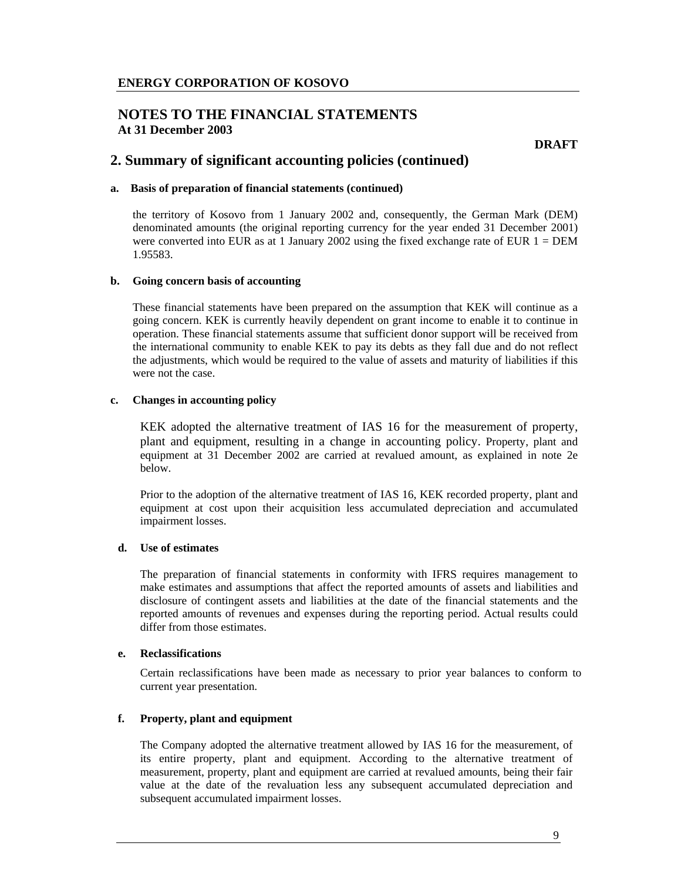# NOTES TO THE FINANCIAL STATEMENTS
**At 31 December 2003**

**DRAFT**

## 2. Summary of significant accounting policies (continued)

**a. Basis of preparation of financial statements (continued)**

the territory of Kosovo from 1 January 2002 and, consequently, the German Mark (DEM) denominated amounts (the original reporting currency for the year ended 31 December 2001) were converted into EUR as at 1 January 2002 using the fixed exchange rate of EUR 1 = DEM 1.95583.

**b. Going concern basis of accounting**

These financial statements have been prepared on the assumption that KEK will continue as a going concern. KEK is currently heavily dependent on grant income to enable it to continue in operation. These financial statements assume that sufficient donor support will be received from the international community to enable KEK to pay its debts as they fall due and do not reflect the adjustments, which would be required to the value of assets and maturity of liabilities if this were not the case.

**c. Changes in accounting policy**

KEK adopted the alternative treatment of IAS 16 for the measurement of property, plant and equipment, resulting in a change in accounting policy. Property, plant and equipment at 31 December 2002 are carried at revalued amount, as explained in note 2e below.

Prior to the adoption of the alternative treatment of IAS 16, KEK recorded property, plant and equipment at cost upon their acquisition less accumulated depreciation and accumulated impairment losses.

**d. Use of estimates**

The preparation of financial statements in conformity with IFRS requires management to make estimates and assumptions that affect the reported amounts of assets and liabilities and disclosure of contingent assets and liabilities at the date of the financial statements and the reported amounts of revenues and expenses during the reporting period. Actual results could differ from those estimates.

**e. Reclassifications**

Certain reclassifications have been made as necessary to prior year balances to conform to current year presentation.

**f. Property, plant and equipment**

The Company adopted the alternative treatment allowed by IAS 16 for the measurement, of its entire property, plant and equipment. According to the alternative treatment of measurement, property, plant and equipment are carried at revalued amounts, being their fair value at the date of the revaluation less any subsequent accumulated depreciation and subsequent accumulated impairment losses.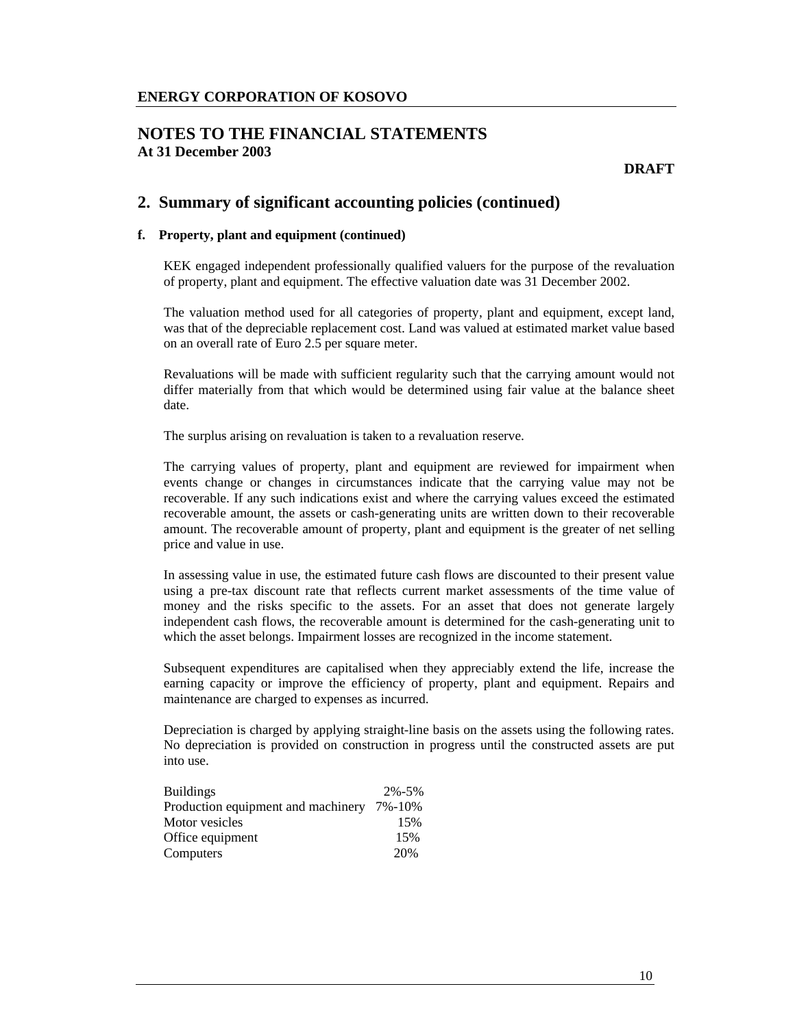# NOTES TO THE FINANCIAL STATEMENTS
**At 31 December 2003**

**DRAFT**

## 2. Summary of significant accounting policies (continued)

### f. Property, plant and equipment (continued)

KEK engaged independent professionally qualified valuers for the purpose of the revaluation of property, plant and equipment. The effective valuation date was 31 December 2002.

The valuation method used for all categories of property, plant and equipment, except land, was that of the depreciable replacement cost. Land was valued at estimated market value based on an overall rate of Euro 2.5 per square meter.

Revaluations will be made with sufficient regularity such that the carrying amount would not differ materially from that which would be determined using fair value at the balance sheet date.

The surplus arising on revaluation is taken to a revaluation reserve.

The carrying values of property, plant and equipment are reviewed for impairment when events change or changes in circumstances indicate that the carrying value may not be recoverable. If any such indications exist and where the carrying values exceed the estimated recoverable amount, the assets or cash-generating units are written down to their recoverable amount. The recoverable amount of property, plant and equipment is the greater of net selling price and value in use.

In assessing value in use, the estimated future cash flows are discounted to their present value using a pre-tax discount rate that reflects current market assessments of the time value of money and the risks specific to the assets. For an asset that does not generate largely independent cash flows, the recoverable amount is determined for the cash-generating unit to which the asset belongs. Impairment losses are recognized in the income statement.

Subsequent expenditures are capitalised when they appreciably extend the life, increase the earning capacity or improve the efficiency of property, plant and equipment. Repairs and maintenance are charged to expenses as incurred.

Depreciation is charged by applying straight-line basis on the assets using the following rates. No depreciation is provided on construction in progress until the constructed assets are put into use.

| | |
|---|---|
| Buildings | 2%-5% |
| Production equipment and machinery | 7%-10% |
| Motor vesicles | 15% |
| Office equipment | 15% |
| Computers | 20% |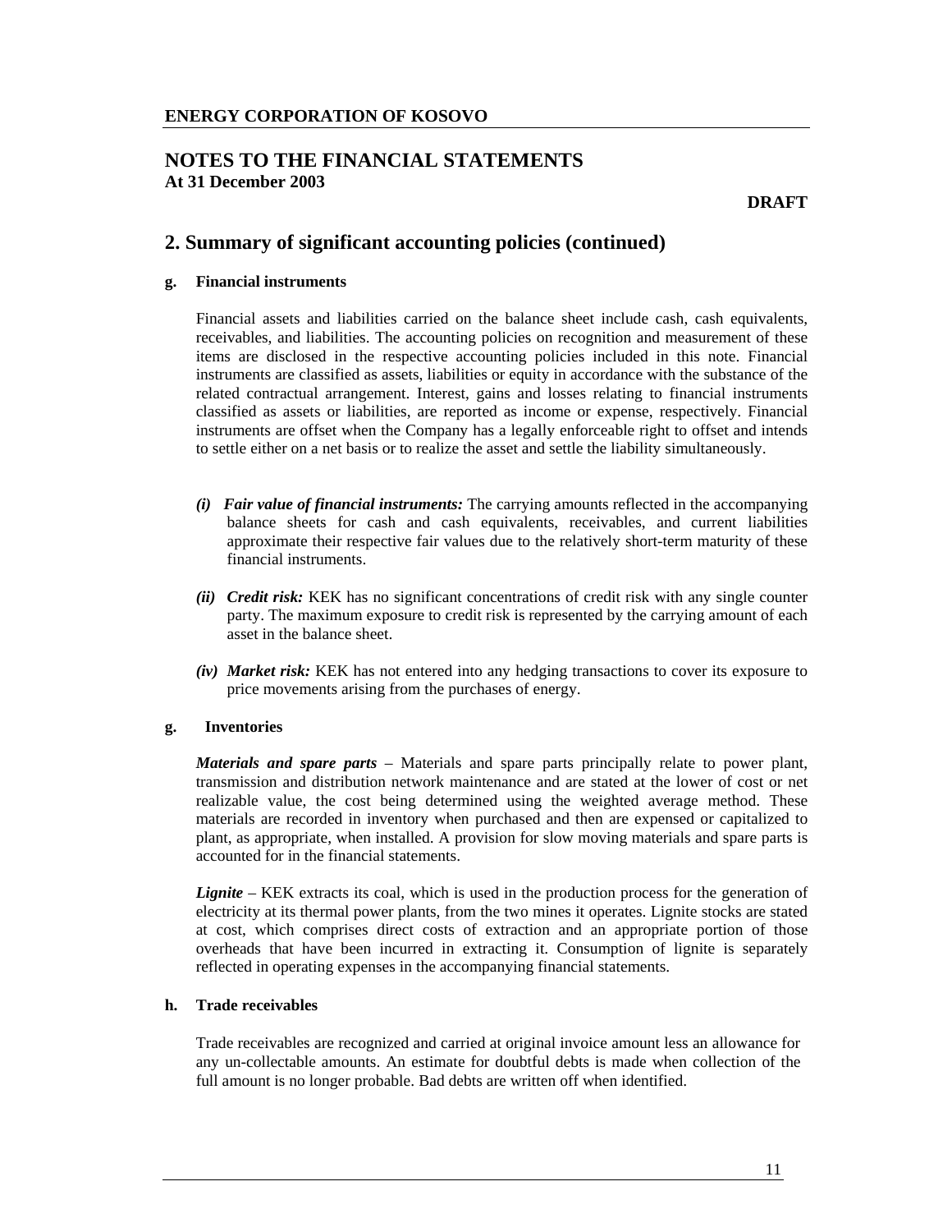**ENERGY CORPORATION OF KOSOVO**

# NOTES TO THE FINANCIAL STATEMENTS
**At 31 December 2003**

**DRAFT**

## 2. Summary of significant accounting policies (continued)

### g. Financial instruments

Financial assets and liabilities carried on the balance sheet include cash, cash equivalents, receivables, and liabilities. The accounting policies on recognition and measurement of these items are disclosed in the respective accounting policies included in this note. Financial instruments are classified as assets, liabilities or equity in accordance with the substance of the related contractual arrangement. Interest, gains and losses relating to financial instruments classified as assets or liabilities, are reported as income or expense, respectively. Financial instruments are offset when the Company has a legally enforceable right to offset and intends to settle either on a net basis or to realize the asset and settle the liability simultaneously.

*(i)* ***Fair value of financial instruments:*** The carrying amounts reflected in the accompanying balance sheets for cash and cash equivalents, receivables, and current liabilities approximate their respective fair values due to the relatively short-term maturity of these financial instruments.

*(ii)* ***Credit risk:*** KEK has no significant concentrations of credit risk with any single counter party. The maximum exposure to credit risk is represented by the carrying amount of each asset in the balance sheet.

*(iv)* ***Market risk:*** KEK has not entered into any hedging transactions to cover its exposure to price movements arising from the purchases of energy.

### g. Inventories

***Materials and spare parts*** – Materials and spare parts principally relate to power plant, transmission and distribution network maintenance and are stated at the lower of cost or net realizable value, the cost being determined using the weighted average method. These materials are recorded in inventory when purchased and then are expensed or capitalized to plant, as appropriate, when installed. A provision for slow moving materials and spare parts is accounted for in the financial statements.

***Lignite*** – KEK extracts its coal, which is used in the production process for the generation of electricity at its thermal power plants, from the two mines it operates. Lignite stocks are stated at cost, which comprises direct costs of extraction and an appropriate portion of those overheads that have been incurred in extracting it. Consumption of lignite is separately reflected in operating expenses in the accompanying financial statements.

### h. Trade receivables

Trade receivables are recognized and carried at original invoice amount less an allowance for any un-collectable amounts. An estimate for doubtful debts is made when collection of the full amount is no longer probable. Bad debts are written off when identified.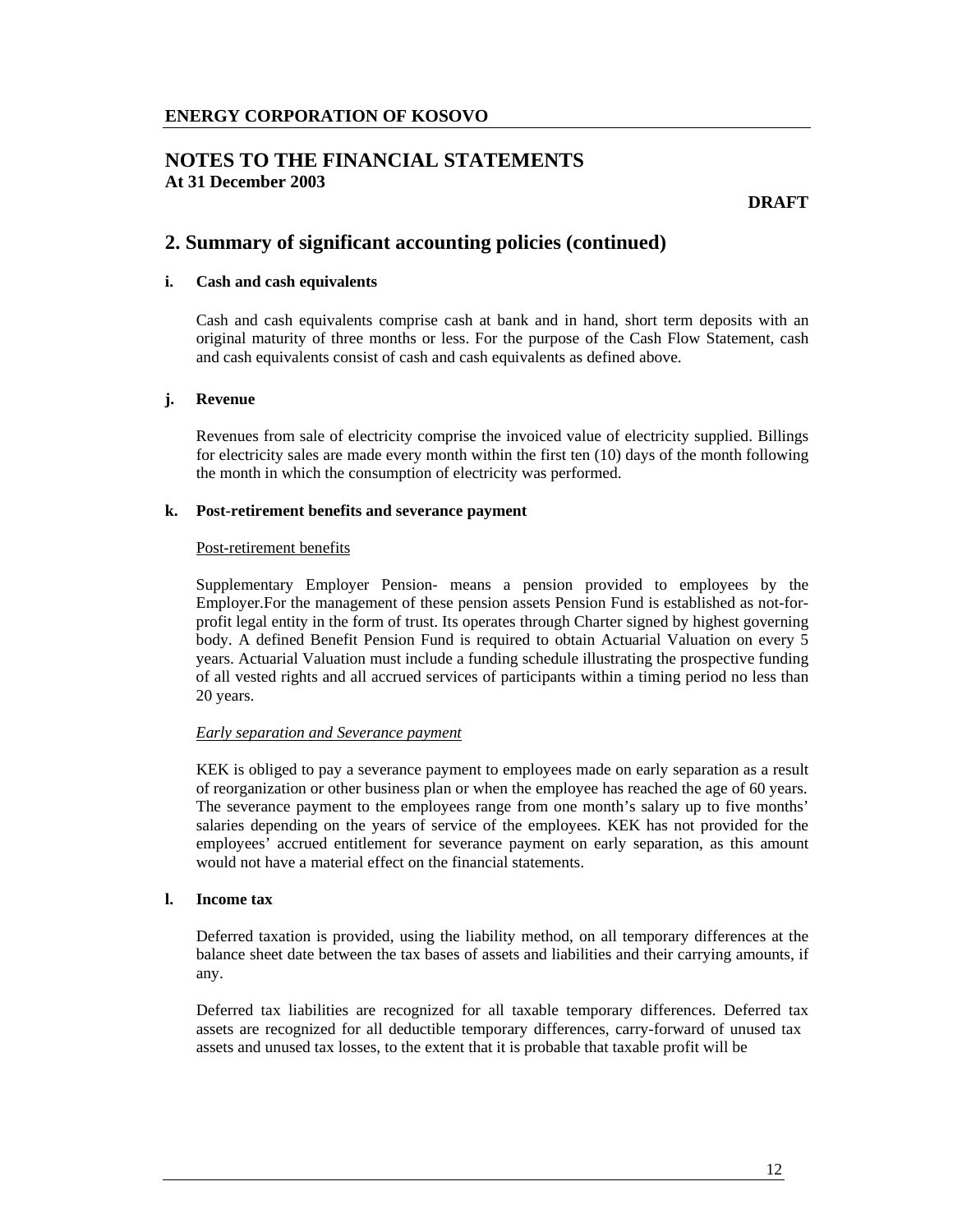**ENERGY CORPORATION OF KOSOVO**

# NOTES TO THE FINANCIAL STATEMENTS
**At 31 December 2003**

**DRAFT**

## 2. Summary of significant accounting policies (continued)

### i. Cash and cash equivalents

Cash and cash equivalents comprise cash at bank and in hand, short term deposits with an original maturity of three months or less. For the purpose of the Cash Flow Statement, cash and cash equivalents consist of cash and cash equivalents as defined above.

### j. Revenue

Revenues from sale of electricity comprise the invoiced value of electricity supplied. Billings for electricity sales are made every month within the first ten (10) days of the month following the month in which the consumption of electricity was performed.

### k. Post-retirement benefits and severance payment

Post-retirement benefits

Supplementary Employer Pension- means a pension provided to employees by the Employer.For the management of these pension assets Pension Fund is established as not-for-profit legal entity in the form of trust. Its operates through Charter signed by highest governing body. A defined Benefit Pension Fund is required to obtain Actuarial Valuation on every 5 years. Actuarial Valuation must include a funding schedule illustrating the prospective funding of all vested rights and all accrued services of participants within a timing period no less than 20 years.

*Early separation and Severance payment*

KEK is obliged to pay a severance payment to employees made on early separation as a result of reorganization or other business plan or when the employee has reached the age of 60 years. The severance payment to the employees range from one month's salary up to five months' salaries depending on the years of service of the employees. KEK has not provided for the employees' accrued entitlement for severance payment on early separation, as this amount would not have a material effect on the financial statements.

### l. Income tax

Deferred taxation is provided, using the liability method, on all temporary differences at the balance sheet date between the tax bases of assets and liabilities and their carrying amounts, if any.

Deferred tax liabilities are recognized for all taxable temporary differences. Deferred tax assets are recognized for all deductible temporary differences, carry-forward of unused tax assets and unused tax losses, to the extent that it is probable that taxable profit will be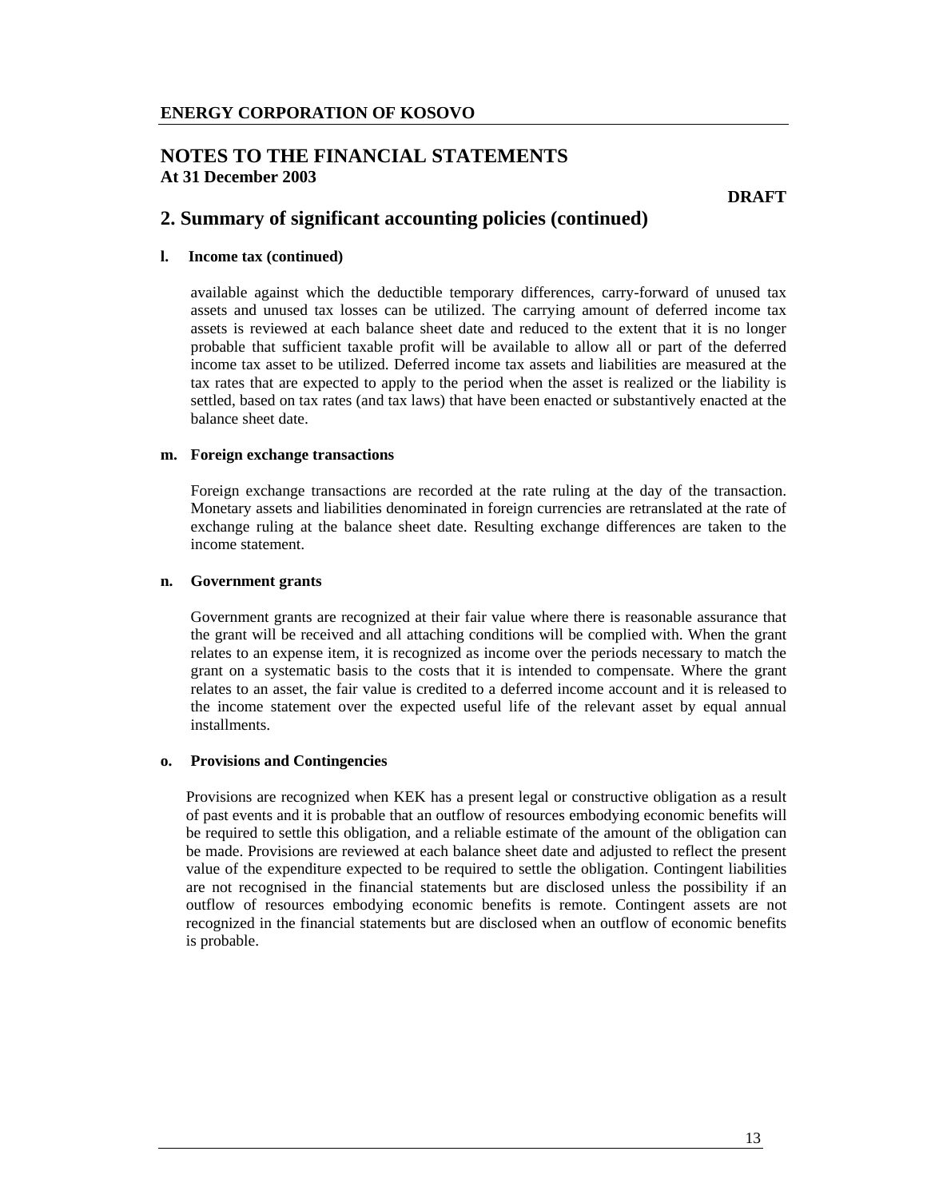**ENERGY CORPORATION OF KOSOVO**

# NOTES TO THE FINANCIAL STATEMENTS

**At 31 December 2003**

**DRAFT**

## 2. Summary of significant accounting policies (continued)

**l. Income tax (continued)**

available against which the deductible temporary differences, carry-forward of unused tax assets and unused tax losses can be utilized. The carrying amount of deferred income tax assets is reviewed at each balance sheet date and reduced to the extent that it is no longer probable that sufficient taxable profit will be available to allow all or part of the deferred income tax asset to be utilized. Deferred income tax assets and liabilities are measured at the tax rates that are expected to apply to the period when the asset is realized or the liability is settled, based on tax rates (and tax laws) that have been enacted or substantively enacted at the balance sheet date.

**m. Foreign exchange transactions**

Foreign exchange transactions are recorded at the rate ruling at the day of the transaction. Monetary assets and liabilities denominated in foreign currencies are retranslated at the rate of exchange ruling at the balance sheet date. Resulting exchange differences are taken to the income statement.

**n. Government grants**

Government grants are recognized at their fair value where there is reasonable assurance that the grant will be received and all attaching conditions will be complied with. When the grant relates to an expense item, it is recognized as income over the periods necessary to match the grant on a systematic basis to the costs that it is intended to compensate. Where the grant relates to an asset, the fair value is credited to a deferred income account and it is released to the income statement over the expected useful life of the relevant asset by equal annual installments.

**o. Provisions and Contingencies**

Provisions are recognized when KEK has a present legal or constructive obligation as a result of past events and it is probable that an outflow of resources embodying economic benefits will be required to settle this obligation, and a reliable estimate of the amount of the obligation can be made. Provisions are reviewed at each balance sheet date and adjusted to reflect the present value of the expenditure expected to be required to settle the obligation. Contingent liabilities are not recognised in the financial statements but are disclosed unless the possibility if an outflow of resources embodying economic benefits is remote. Contingent assets are not recognized in the financial statements but are disclosed when an outflow of economic benefits is probable.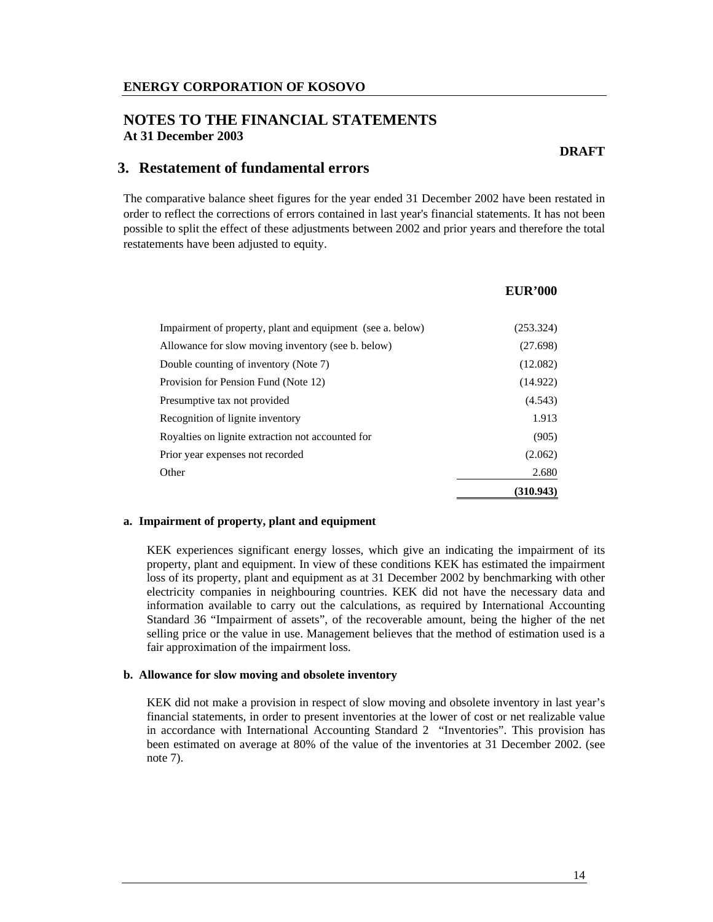**ENERGY CORPORATION OF KOSOVO**

## NOTES TO THE FINANCIAL STATEMENTS
**At 31 December 2003**

**DRAFT**

## 3. Restatement of fundamental errors

The comparative balance sheet figures for the year ended 31 December 2002 have been restated in order to reflect the corrections of errors contained in last year's financial statements. It has not been possible to split the effect of these adjustments between 2002 and prior years and therefore the total restatements have been adjusted to equity.

| | **EUR'000** |
|---|---|
| Impairment of property, plant and equipment (see a. below) | (253.324) |
| Allowance for slow moving inventory (see b. below) | (27.698) |
| Double counting of inventory (Note 7) | (12.082) |
| Provision for Pension Fund (Note 12) | (14.922) |
| Presumptive tax not provided | (4.543) |
| Recognition of lignite inventory | 1.913 |
| Royalties on lignite extraction not accounted for | (905) |
| Prior year expenses not recorded | (2.062) |
| Other | 2.680 |
| | **(310.943)** |

**a. Impairment of property, plant and equipment**

KEK experiences significant energy losses, which give an indicating the impairment of its property, plant and equipment. In view of these conditions KEK has estimated the impairment loss of its property, plant and equipment as at 31 December 2002 by benchmarking with other electricity companies in neighbouring countries. KEK did not have the necessary data and information available to carry out the calculations, as required by International Accounting Standard 36 "Impairment of assets", of the recoverable amount, being the higher of the net selling price or the value in use. Management believes that the method of estimation used is a fair approximation of the impairment loss.

**b. Allowance for slow moving and obsolete inventory**

KEK did not make a provision in respect of slow moving and obsolete inventory in last year's financial statements, in order to present inventories at the lower of cost or net realizable value in accordance with International Accounting Standard 2 "Inventories". This provision has been estimated on average at 80% of the value of the inventories at 31 December 2002. (see note 7).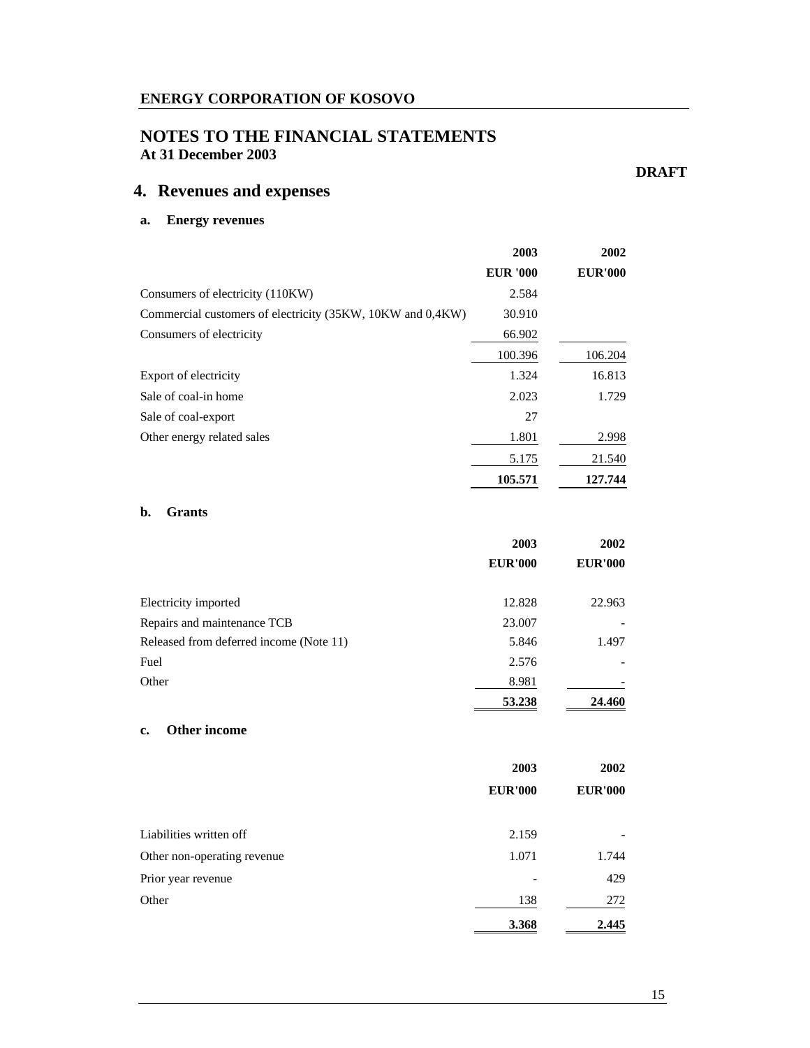**ENERGY CORPORATION OF KOSOVO**

# NOTES TO THE FINANCIAL STATEMENTS
**At 31 December 2003**

**DRAFT**

## 4. Revenues and expenses

### a. Energy revenues

| | 2003 | 2002 |
|---|---|---|
| | EUR '000 | EUR'000 |
| Consumers of electricity (110KW) | 2.584 | |
| Commercial customers of electricity (35KW, 10KW and 0,4KW) | 30.910 | |
| Consumers of electricity | 66.902 | |
| | 100.396 | 106.204 |
| Export of electricity | 1.324 | 16.813 |
| Sale of coal-in home | 2.023 | 1.729 |
| Sale of coal-export | 27 | |
| Other energy related sales | 1.801 | 2.998 |
| | 5.175 | 21.540 |
| | **105.571** | **127.744** |

### b. Grants

| | 2003 | 2002 |
|---|---|---|
| | EUR'000 | EUR'000 |
| Electricity imported | 12.828 | 22.963 |
| Repairs and maintenance TCB | 23.007 | - |
| Released from deferred income (Note 11) | 5.846 | 1.497 |
| Fuel | 2.576 | - |
| Other | 8.981 | - |
| | **53.238** | **24.460** |

### c. Other income

| | 2003 | 2002 |
|---|---|---|
| | EUR'000 | EUR'000 |
| Liabilities written off | 2.159 | - |
| Other non-operating revenue | 1.071 | 1.744 |
| Prior year revenue | - | 429 |
| Other | 138 | 272 |
| | **3.368** | **2.445** |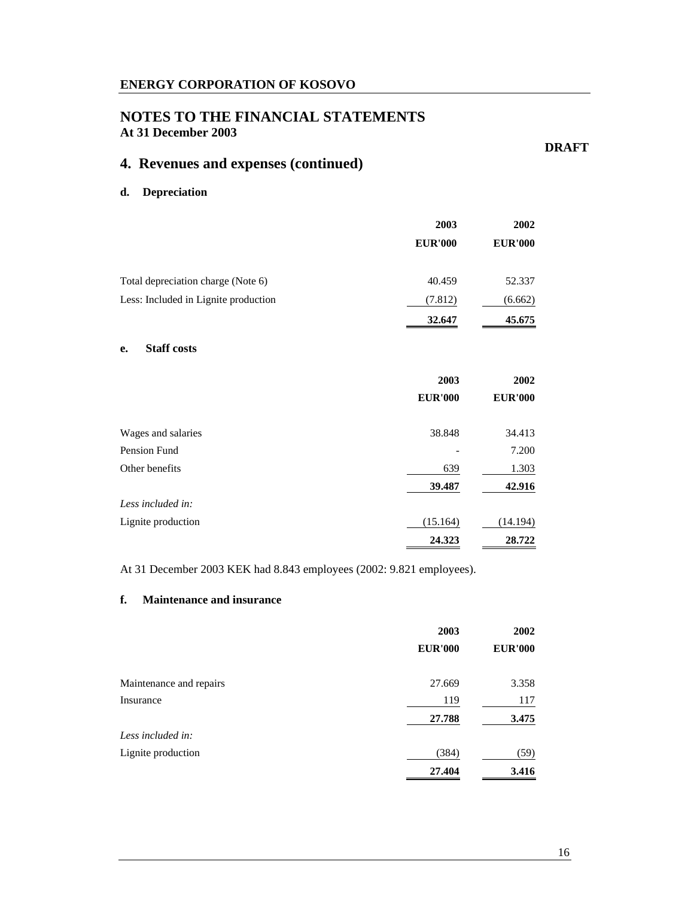## 4. Revenues and expenses (continued)

**DRAFT**

### d. Depreciation

| | 2003 | 2002 |
|---|---|---|
| | EUR'000 | EUR'000 |
| Total depreciation charge (Note 6) | 40.459 | 52.337 |
| Less: Included in Lignite production | (7.812) | (6.662) |
| | **32.647** | **45.675** |

### e. Staff costs

| | 2003 | 2002 |
|---|---|---|
| | EUR'000 | EUR'000 |
| Wages and salaries | 38.848 | 34.413 |
| Pension Fund | - | 7.200 |
| Other benefits | 639 | 1.303 |
| | **39.487** | **42.916** |
| *Less included in:* | | |
| Lignite production | (15.164) | (14.194) |
| | **24.323** | **28.722** |

At 31 December 2003 KEK had 8.843 employees (2002: 9.821 employees).

### f. Maintenance and insurance

| | 2003 | 2002 |
|---|---|---|
| | EUR'000 | EUR'000 |
| Maintenance and repairs | 27.669 | 3.358 |
| Insurance | 119 | 117 |
| | **27.788** | **3.475** |
| *Less included in:* | | |
| Lignite production | (384) | (59) |
| | **27.404** | **3.416** |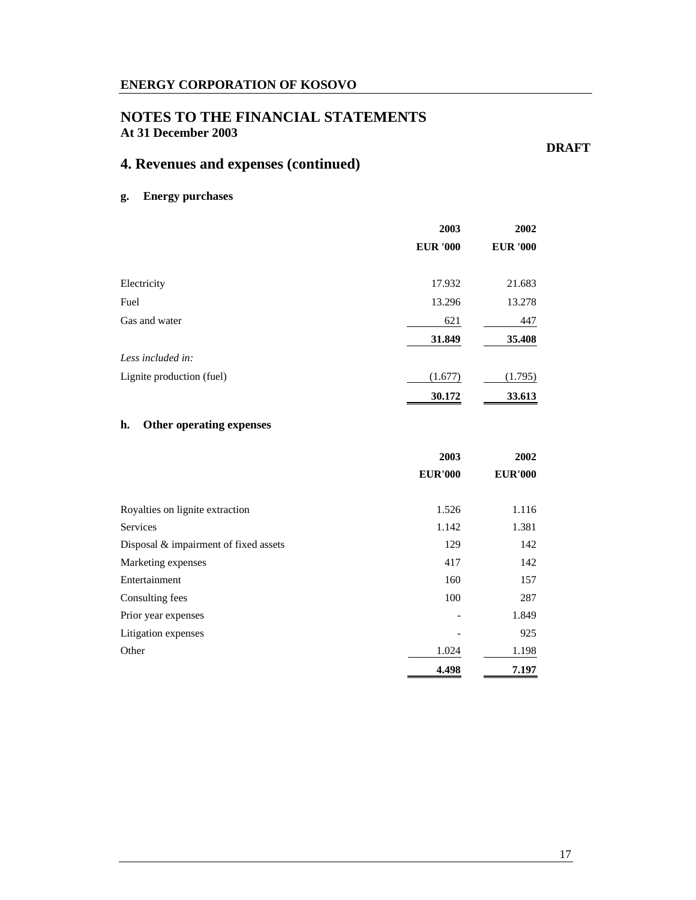# ENERGY CORPORATION OF KOSOVO

## NOTES TO THE FINANCIAL STATEMENTS
**At 31 December 2003**

**DRAFT**

## 4. Revenues and expenses (continued)

### g. Energy purchases

| | 2003 | 2002 |
|---|---|---|
| | EUR '000 | EUR '000 |
| Electricity | 17.932 | 21.683 |
| Fuel | 13.296 | 13.278 |
| Gas and water | 621 | 447 |
| | **31.849** | **35.408** |
| *Less included in:* | | |
| Lignite production (fuel) | (1.677) | (1.795) |
| | **30.172** | **33.613** |

### h. Other operating expenses

| | 2003 | 2002 |
|---|---|---|
| | EUR'000 | EUR'000 |
| Royalties on lignite extraction | 1.526 | 1.116 |
| Services | 1.142 | 1.381 |
| Disposal & impairment of fixed assets | 129 | 142 |
| Marketing expenses | 417 | 142 |
| Entertainment | 160 | 157 |
| Consulting fees | 100 | 287 |
| Prior year expenses | - | 1.849 |
| Litigation expenses | - | 925 |
| Other | 1.024 | 1.198 |
| | **4.498** | **7.197** |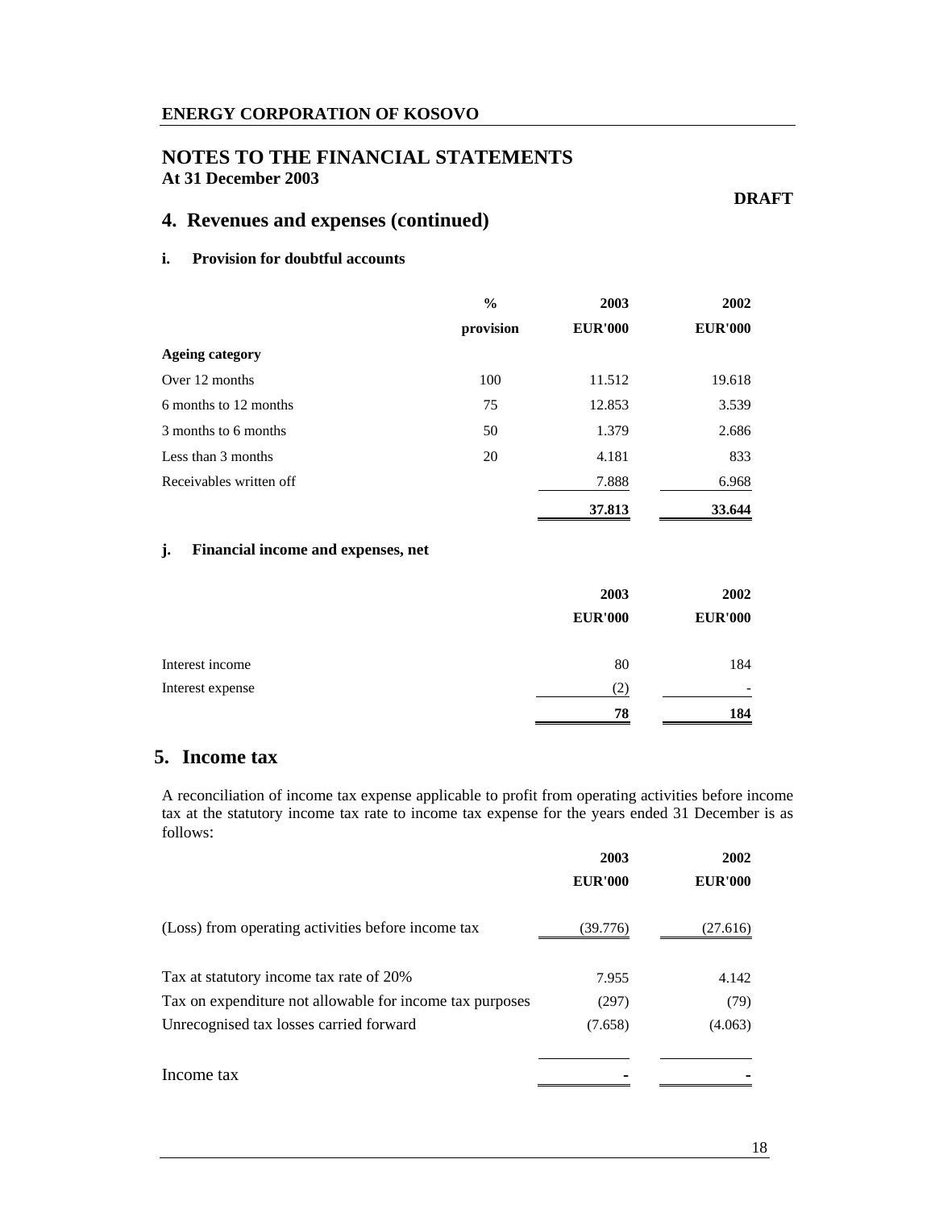**ENERGY CORPORATION OF KOSOVO**

## NOTES TO THE FINANCIAL STATEMENTS
**At 31 December 2003**

**DRAFT**

## 4. Revenues and expenses (continued)

### i. Provision for doubtful accounts

| | % provision | 2003 EUR'000 | 2002 EUR'000 |
|---|---|---|---|
| **Ageing category** | | | |
| Over 12 months | 100 | 11.512 | 19.618 |
| 6 months to 12 months | 75 | 12.853 | 3.539 |
| 3 months to 6 months | 50 | 1.379 | 2.686 |
| Less than 3 months | 20 | 4.181 | 833 |
| Receivables written off | | 7.888 | 6.968 |
| | | **37.813** | **33.644** |

### j. Financial income and expenses, net

| | 2003 EUR'000 | 2002 EUR'000 |
|---|---|---|
| Interest income | 80 | 184 |
| Interest expense | (2) | - |
| | **78** | **184** |

## 5. Income tax

A reconciliation of income tax expense applicable to profit from operating activities before income tax at the statutory income tax rate to income tax expense for the years ended 31 December is as follows:

| | 2003 EUR'000 | 2002 EUR'000 |
|---|---|---|
| (Loss) from operating activities before income tax | (39.776) | (27.616) |
| Tax at statutory income tax rate of 20% | 7.955 | 4.142 |
| Tax on expenditure not allowable for income tax purposes | (297) | (79) |
| Unrecognised tax losses carried forward | (7.658) | (4.063) |
| Income tax | - | - |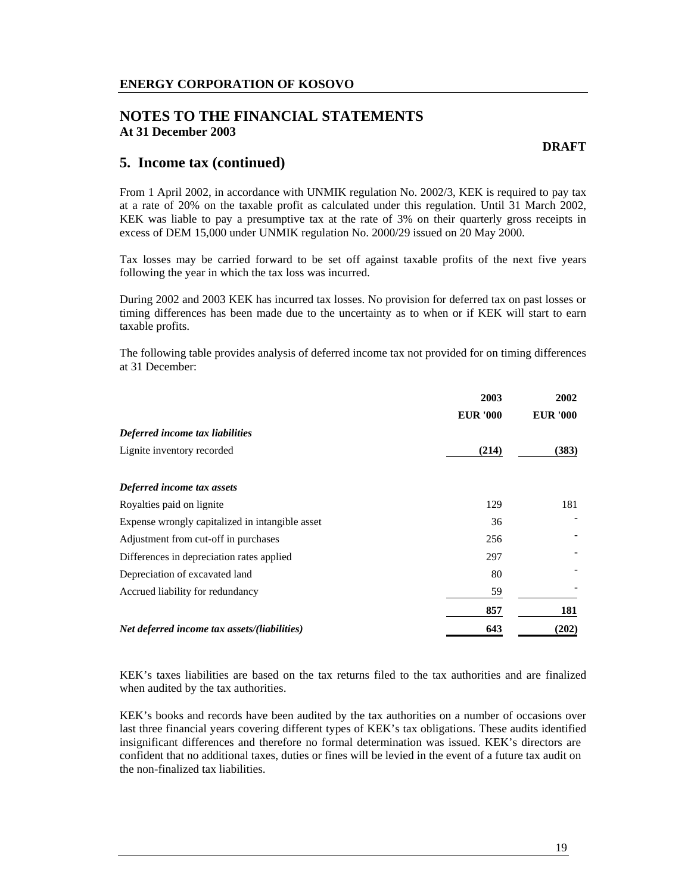## ENERGY CORPORATION OF KOSOVO

## NOTES TO THE FINANCIAL STATEMENTS
**At 31 December 2003**

**DRAFT**

## 5. Income tax (continued)

From 1 April 2002, in accordance with UNMIK regulation No. 2002/3, KEK is required to pay tax at a rate of 20% on the taxable profit as calculated under this regulation. Until 31 March 2002, KEK was liable to pay a presumptive tax at the rate of 3% on their quarterly gross receipts in excess of DEM 15,000 under UNMIK regulation No. 2000/29 issued on 20 May 2000.

Tax losses may be carried forward to be set off against taxable profits of the next five years following the year in which the tax loss was incurred.

During 2002 and 2003 KEK has incurred tax losses. No provision for deferred tax on past losses or timing differences has been made due to the uncertainty as to when or if KEK will start to earn taxable profits.

The following table provides analysis of deferred income tax not provided for on timing differences at 31 December:

| | 2003 | 2002 |
|---|---|---|
| | EUR '000 | EUR '000 |
| ***Deferred income tax liabilities*** | | |
| Lignite inventory recorded | **(214)** | **(383)** |
| ***Deferred income tax assets*** | | |
| Royalties paid on lignite | 129 | 181 |
| Expense wrongly capitalized in intangible asset | 36 | - |
| Adjustment from cut-off in purchases | 256 | - |
| Differences in depreciation rates applied | 297 | - |
| Depreciation of excavated land | 80 | - |
| Accrued liability for redundancy | 59 | - |
| | **857** | **181** |
| ***Net deferred income tax assets/(liabilities)*** | **643** | **(202)** |

KEK's taxes liabilities are based on the tax returns filed to the tax authorities and are finalized when audited by the tax authorities.

KEK's books and records have been audited by the tax authorities on a number of occasions over last three financial years covering different types of KEK's tax obligations. These audits identified insignificant differences and therefore no formal determination was issued. KEK's directors are confident that no additional taxes, duties or fines will be levied in the event of a future tax audit on the non-finalized tax liabilities.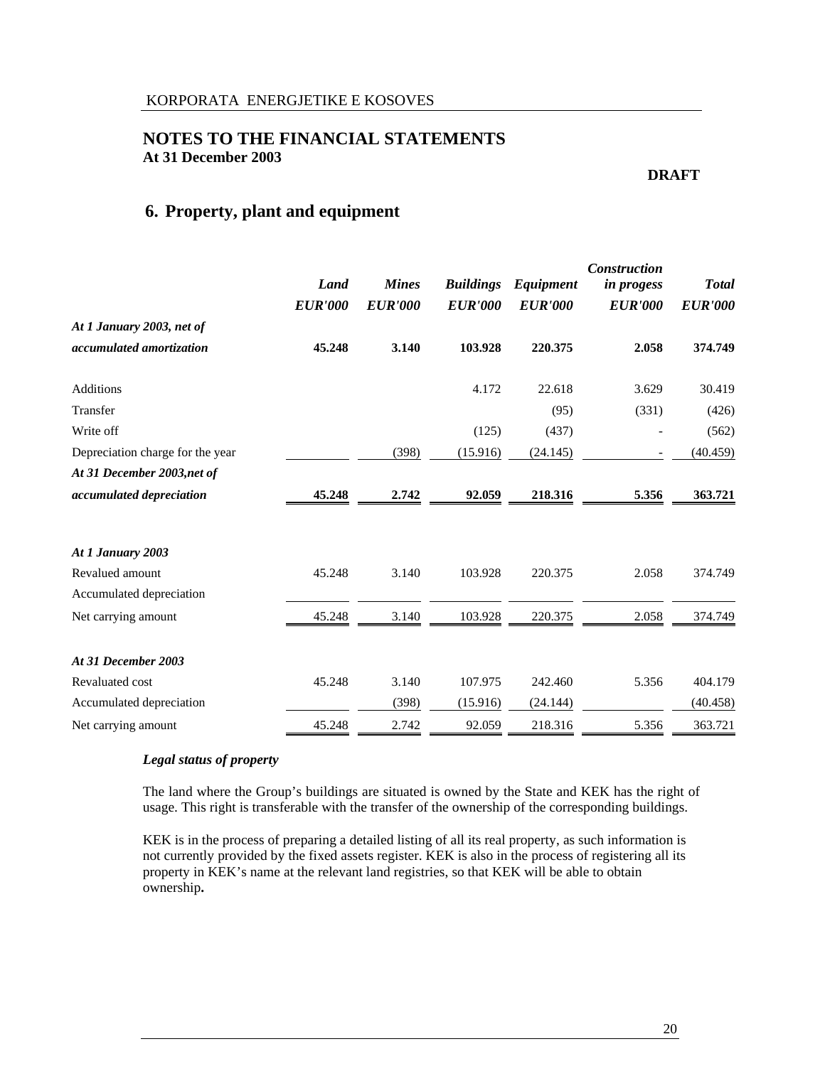## NOTES TO THE FINANCIAL STATEMENTS
**At 31 December 2003**

**DRAFT**

# 6. Property, plant and equipment

| | *Land* | *Mines* | *Buildings* | *Equipment* | *Construction in progess* | *Total* |
|---|---|---|---|---|---|---|
| | ***EUR'000*** | ***EUR'000*** | ***EUR'000*** | ***EUR'000*** | ***EUR'000*** | ***EUR'000*** |
| ***At 1 January 2003, net of accumulated amortization*** | **45.248** | **3.140** | **103.928** | **220.375** | **2.058** | **374.749** |
| Additions | | | 4.172 | 22.618 | 3.629 | 30.419 |
| Transfer | | | | (95) | (331) | (426) |
| Write off | | | (125) | (437) | - | (562) |
| Depreciation charge for the year | | (398) | (15.916) | (24.145) | - | (40.459) |
| ***At 31 December 2003,net of accumulated depreciation*** | **45.248** | **2.742** | **92.059** | **218.316** | **5.356** | **363.721** |
| ***At 1 January 2003*** | | | | | | |
| Revalued amount | 45.248 | 3.140 | 103.928 | 220.375 | 2.058 | 374.749 |
| Accumulated depreciation | | | | | | |
| Net carrying amount | 45.248 | 3.140 | 103.928 | 220.375 | 2.058 | 374.749 |
| ***At 31 December 2003*** | | | | | | |
| Revaluated cost | 45.248 | 3.140 | 107.975 | 242.460 | 5.356 | 404.179 |
| Accumulated depreciation | | (398) | (15.916) | (24.144) | | (40.458) |
| Net carrying amount | 45.248 | 2.742 | 92.059 | 218.316 | 5.356 | 363.721 |

***Legal status of property***

The land where the Group's buildings are situated is owned by the State and KEK has the right of usage. This right is transferable with the transfer of the ownership of the corresponding buildings.

KEK is in the process of preparing a detailed listing of all its real property, as such information is not currently provided by the fixed assets register. KEK is also in the process of registering all its property in KEK's name at the relevant land registries, so that KEK will be able to obtain ownership**.**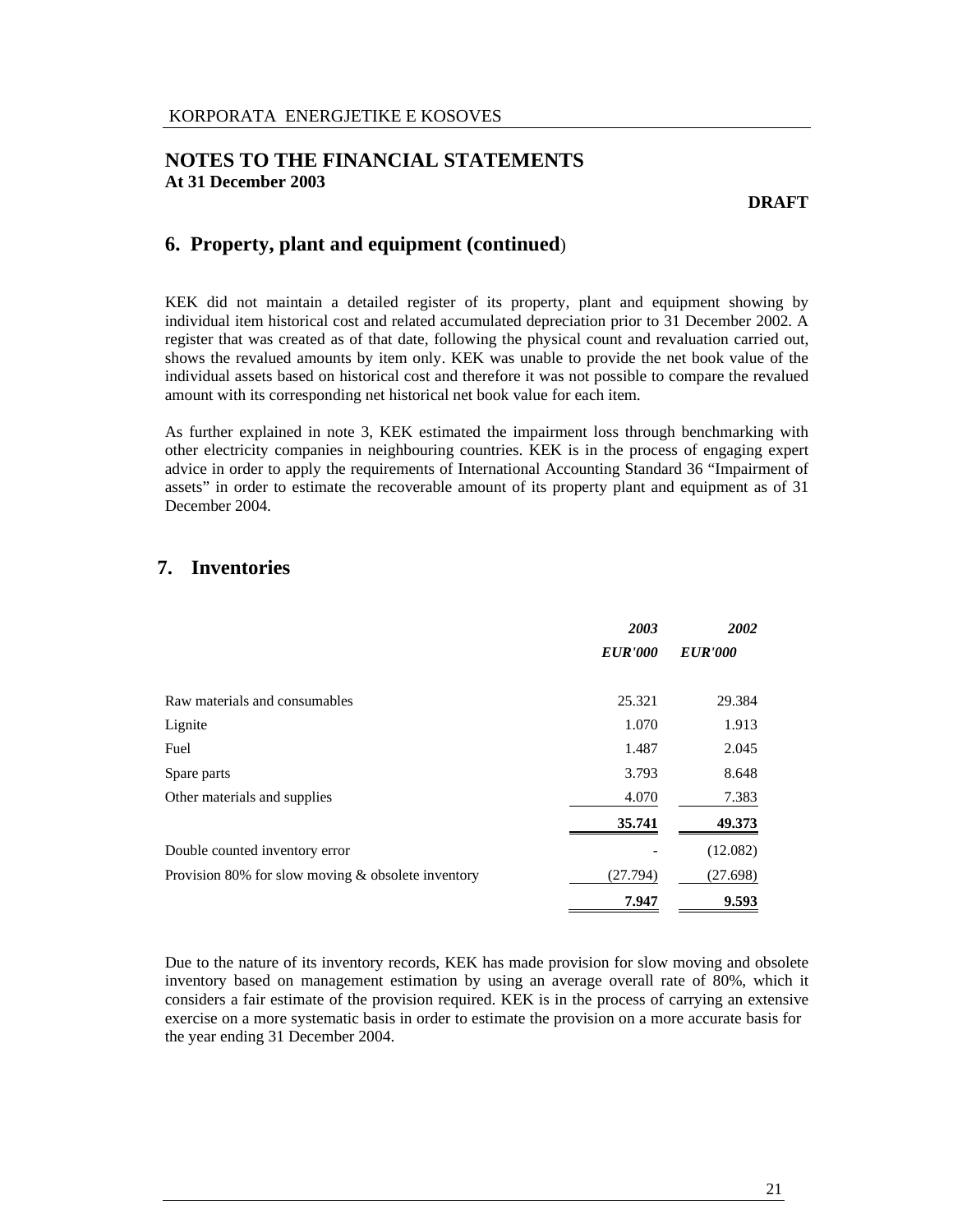# NOTES TO THE FINANCIAL STATEMENTS
**At 31 December 2003**

**DRAFT**

## 6. Property, plant and equipment (continued)

KEK did not maintain a detailed register of its property, plant and equipment showing by individual item historical cost and related accumulated depreciation prior to 31 December 2002. A register that was created as of that date, following the physical count and revaluation carried out, shows the revalued amounts by item only. KEK was unable to provide the net book value of the individual assets based on historical cost and therefore it was not possible to compare the revalued amount with its corresponding net historical net book value for each item.

As further explained in note 3, KEK estimated the impairment loss through benchmarking with other electricity companies in neighbouring countries. KEK is in the process of engaging expert advice in order to apply the requirements of International Accounting Standard 36 "Impairment of assets" in order to estimate the recoverable amount of its property plant and equipment as of 31 December 2004.

## 7. Inventories

| | *2003* | *2002* |
|---|---|---|
| | ***EUR'000*** | ***EUR'000*** |
| Raw materials and consumables | 25.321 | 29.384 |
| Lignite | 1.070 | 1.913 |
| Fuel | 1.487 | 2.045 |
| Spare parts | 3.793 | 8.648 |
| Other materials and supplies | 4.070 | 7.383 |
| | **35.741** | **49.373** |
| Double counted inventory error | - | (12.082) |
| Provision 80% for slow moving & obsolete inventory | (27.794) | (27.698) |
| | **7.947** | **9.593** |

Due to the nature of its inventory records, KEK has made provision for slow moving and obsolete inventory based on management estimation by using an average overall rate of 80%, which it considers a fair estimate of the provision required. KEK is in the process of carrying an extensive exercise on a more systematic basis in order to estimate the provision on a more accurate basis for the year ending 31 December 2004.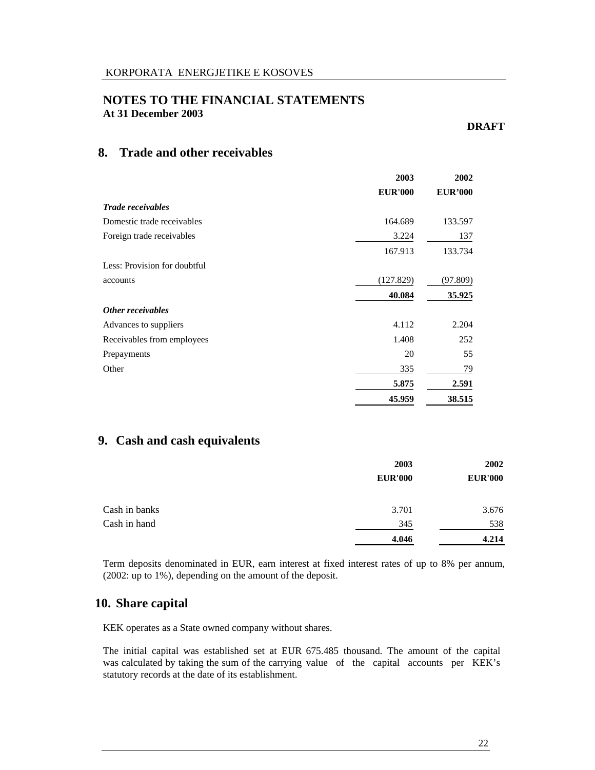# NOTES TO THE FINANCIAL STATEMENTS
**At 31 December 2003**

**DRAFT**

## 8. Trade and other receivables

| | 2003 | 2002 |
|---|---|---|
| | **EUR'000** | **EUR'000** |
| ***Trade receivables*** | | |
| Domestic trade receivables | 164.689 | 133.597 |
| Foreign trade receivables | 3.224 | 137 |
| | 167.913 | 133.734 |
| Less: Provision for doubtful accounts | (127.829) | (97.809) |
| | **40.084** | **35.925** |
| ***Other receivables*** | | |
| Advances to suppliers | 4.112 | 2.204 |
| Receivables from employees | 1.408 | 252 |
| Prepayments | 20 | 55 |
| Other | 335 | 79 |
| | **5.875** | **2.591** |
| | **45.959** | **38.515** |

## 9. Cash and cash equivalents

| | 2003 | 2002 |
|---|---|---|
| | **EUR'000** | **EUR'000** |
| Cash in banks | 3.701 | 3.676 |
| Cash in hand | 345 | 538 |
| | **4.046** | **4.214** |

Term deposits denominated in EUR, earn interest at fixed interest rates of up to 8% per annum, (2002: up to 1%), depending on the amount of the deposit.

## 10. Share capital

KEK operates as a State owned company without shares.

The initial capital was established set at EUR 675.485 thousand. The amount of the capital was calculated by taking the sum of the carrying value of the capital accounts per KEK's statutory records at the date of its establishment.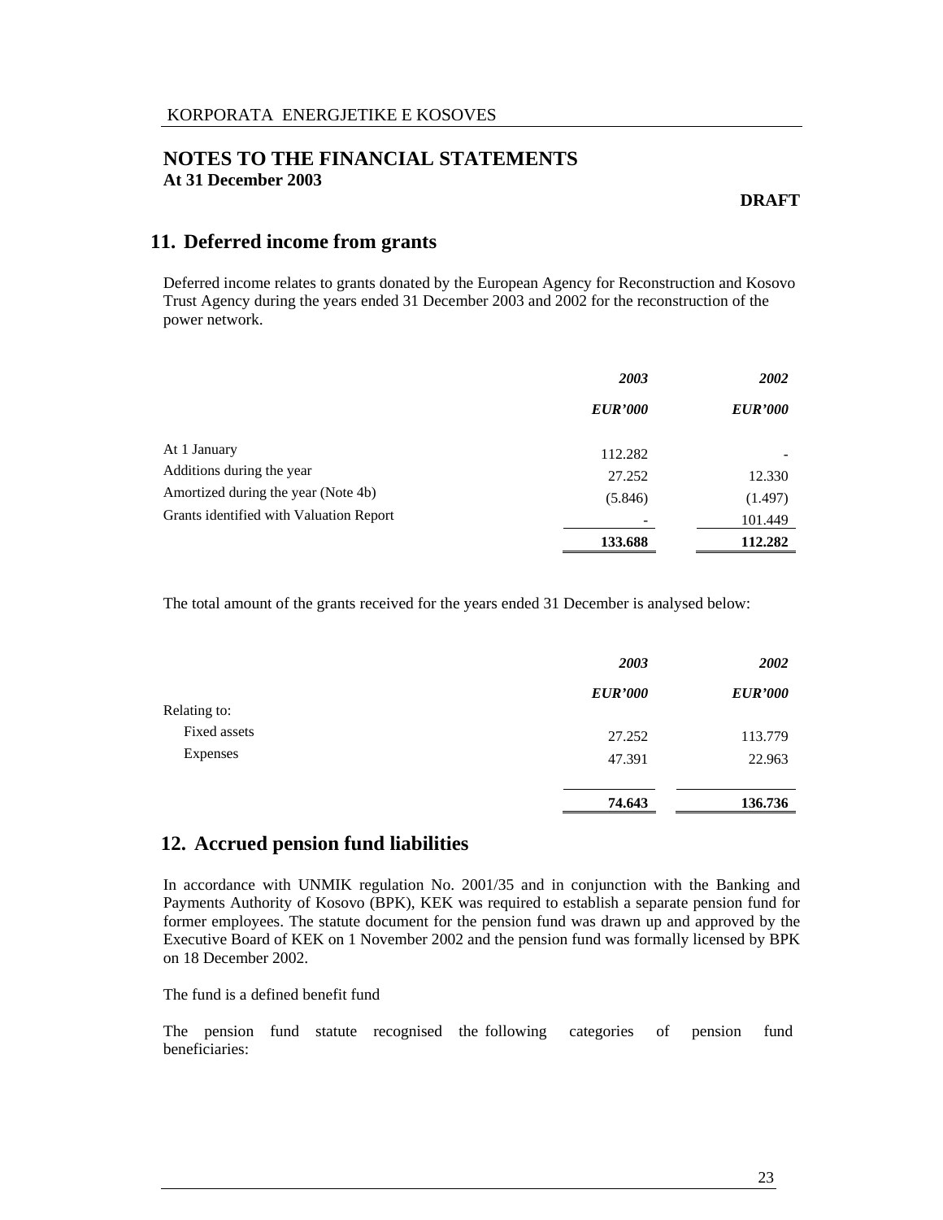# NOTES TO THE FINANCIAL STATEMENTS
**At 31 December 2003**

**DRAFT**

## 11. Deferred income from grants

Deferred income relates to grants donated by the European Agency for Reconstruction and Kosovo Trust Agency during the years ended 31 December 2003 and 2002 for the reconstruction of the power network.

| | *2003* | *2002* |
|---|---|---|
| | *EUR'000* | *EUR'000* |
| At 1 January | 112.282 | - |
| Additions during the year | 27.252 | 12.330 |
| Amortized during the year (Note 4b) | (5.846) | (1.497) |
| Grants identified with Valuation Report | - | 101.449 |
| | **133.688** | **112.282** |

The total amount of the grants received for the years ended 31 December is analysed below:

| | *2003* | *2002* |
|---|---|---|
| | *EUR'000* | *EUR'000* |
| Relating to: | | |
| Fixed assets | 27.252 | 113.779 |
| Expenses | 47.391 | 22.963 |
| | **74.643** | **136.736** |

## 12. Accrued pension fund liabilities

In accordance with UNMIK regulation No. 2001/35 and in conjunction with the Banking and Payments Authority of Kosovo (BPK), KEK was required to establish a separate pension fund for former employees. The statute document for the pension fund was drawn up and approved by the Executive Board of KEK on 1 November 2002 and the pension fund was formally licensed by BPK on 18 December 2002.

The fund is a defined benefit fund

The pension fund statute recognised the following categories of pension fund beneficiaries: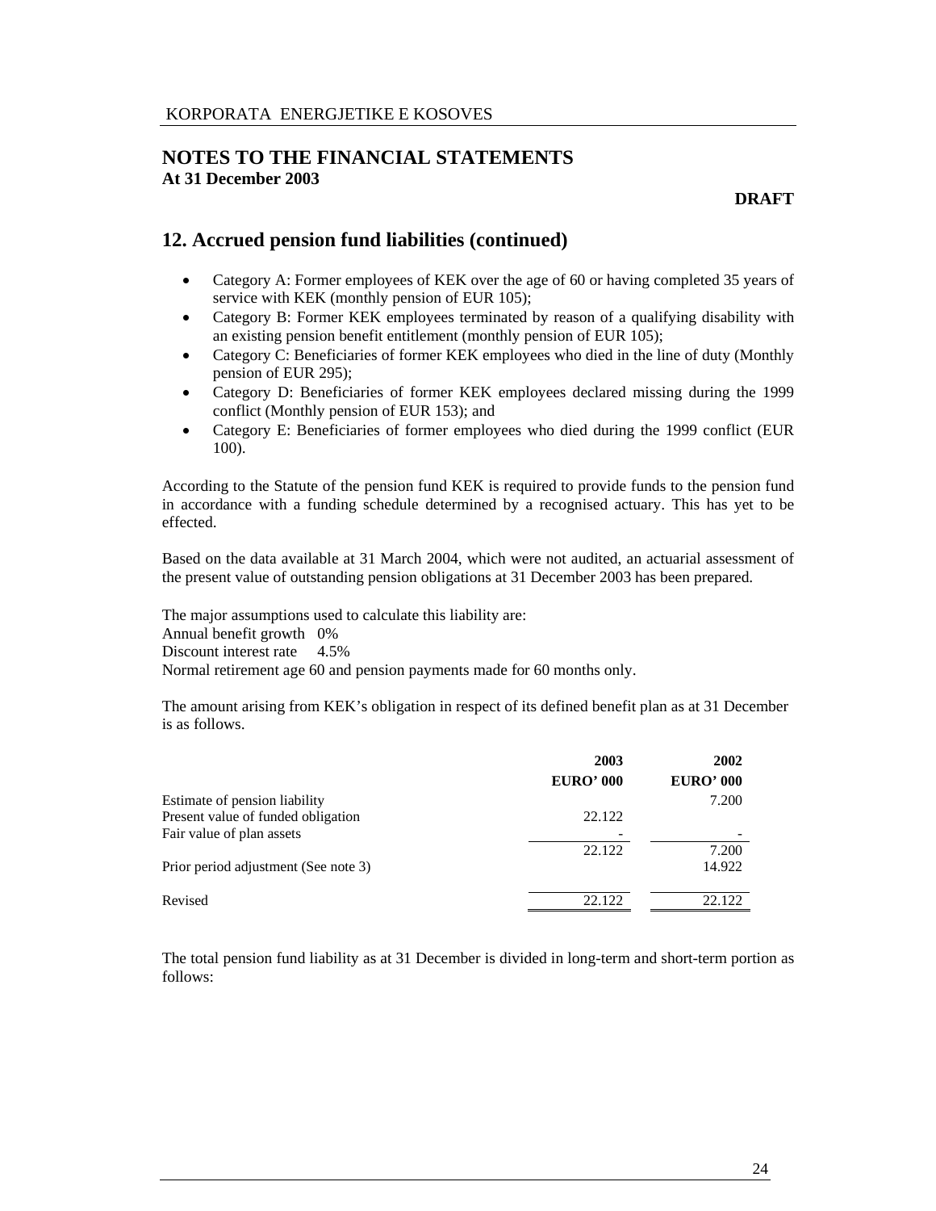# NOTES TO THE FINANCIAL STATEMENTS
**At 31 December 2003**

**DRAFT**

## 12. Accrued pension fund liabilities (continued)

- Category A: Former employees of KEK over the age of 60 or having completed 35 years of service with KEK (monthly pension of EUR 105);
- Category B: Former KEK employees terminated by reason of a qualifying disability with an existing pension benefit entitlement (monthly pension of EUR 105);
- Category C: Beneficiaries of former KEK employees who died in the line of duty (Monthly pension of EUR 295);
- Category D: Beneficiaries of former KEK employees declared missing during the 1999 conflict (Monthly pension of EUR 153); and
- Category E: Beneficiaries of former employees who died during the 1999 conflict (EUR 100).

According to the Statute of the pension fund KEK is required to provide funds to the pension fund in accordance with a funding schedule determined by a recognised actuary. This has yet to be effected.

Based on the data available at 31 March 2004, which were not audited, an actuarial assessment of the present value of outstanding pension obligations at 31 December 2003 has been prepared.

The major assumptions used to calculate this liability are:
Annual benefit growth 0%
Discount interest rate 4.5%
Normal retirement age 60 and pension payments made for 60 months only.

The amount arising from KEK's obligation in respect of its defined benefit plan as at 31 December is as follows.

| | 2003<br>EURO' 000 | 2002<br>EURO' 000 |
|---|---|---|
| Estimate of pension liability | | 7.200 |
| Present value of funded obligation | 22.122 | |
| Fair value of plan assets | - | - |
| | 22.122 | 7.200 |
| Prior period adjustment (See note 3) | | 14.922 |
| Revised | 22.122 | 22.122 |

The total pension fund liability as at 31 December is divided in long-term and short-term portion as follows: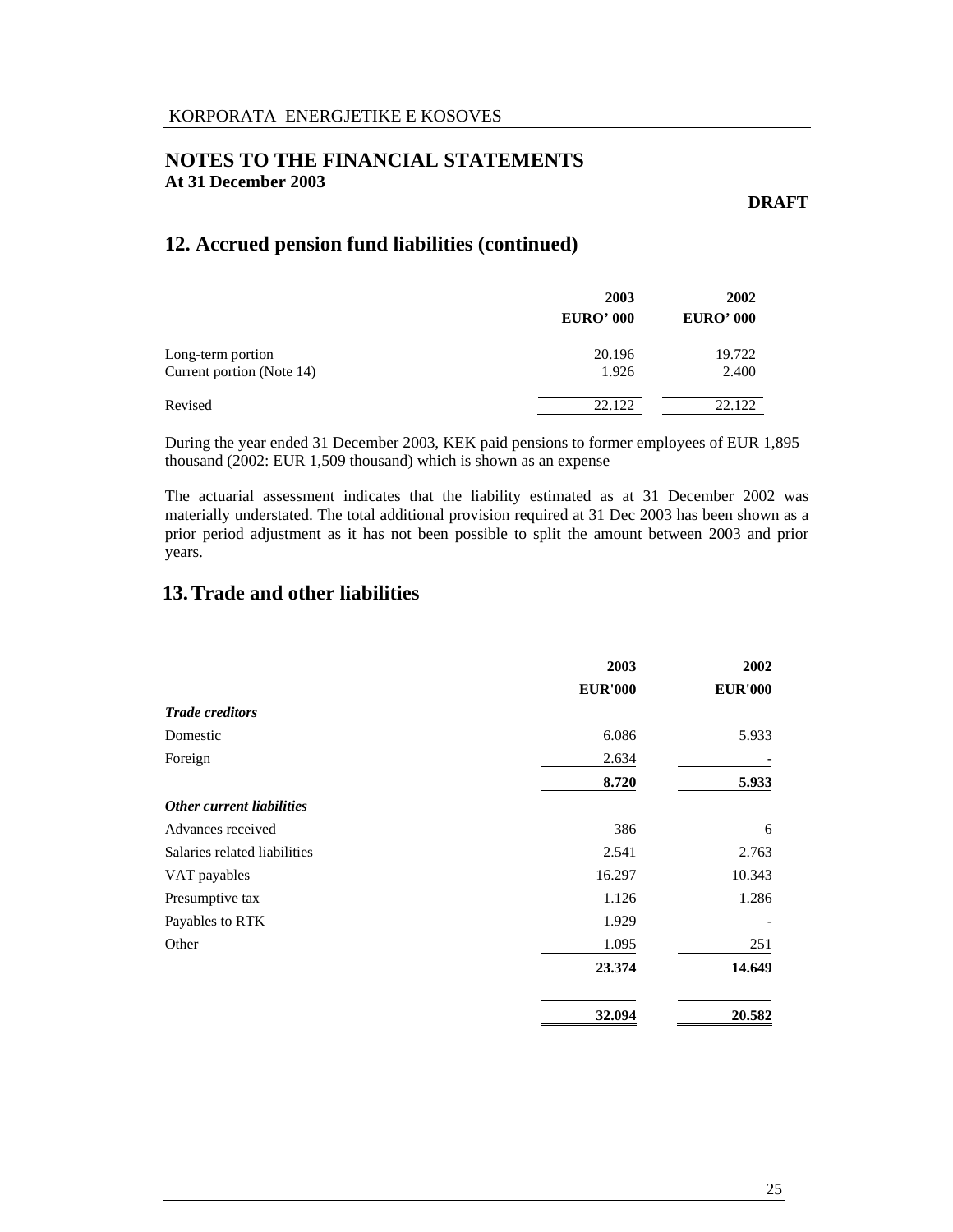# NOTES TO THE FINANCIAL STATEMENTS

**At 31 December 2003**

**DRAFT**

## 12. Accrued pension fund liabilities (continued)

| | 2003 | 2002 |
|---|---|---|
| | **EURO' 000** | **EURO' 000** |
| Long-term portion | 20.196 | 19.722 |
| Current portion (Note 14) | 1.926 | 2.400 |
| Revised | 22.122 | 22.122 |

During the year ended 31 December 2003, KEK paid pensions to former employees of EUR 1,895 thousand (2002: EUR 1,509 thousand) which is shown as an expense

The actuarial assessment indicates that the liability estimated as at 31 December 2002 was materially understated. The total additional provision required at 31 Dec 2003 has been shown as a prior period adjustment as it has not been possible to split the amount between 2003 and prior years.

## 13. Trade and other liabilities

| | 2003 | 2002 |
|---|---|---|
| | **EUR'000** | **EUR'000** |
| ***Trade creditors*** | | |
| Domestic | 6.086 | 5.933 |
| Foreign | 2.634 | - |
| | **8.720** | **5.933** |
| ***Other current liabilities*** | | |
| Advances received | 386 | 6 |
| Salaries related liabilities | 2.541 | 2.763 |
| VAT payables | 16.297 | 10.343 |
| Presumptive tax | 1.126 | 1.286 |
| Payables to RTK | 1.929 | - |
| Other | 1.095 | 251 |
| | **23.374** | **14.649** |
| | **32.094** | **20.582** |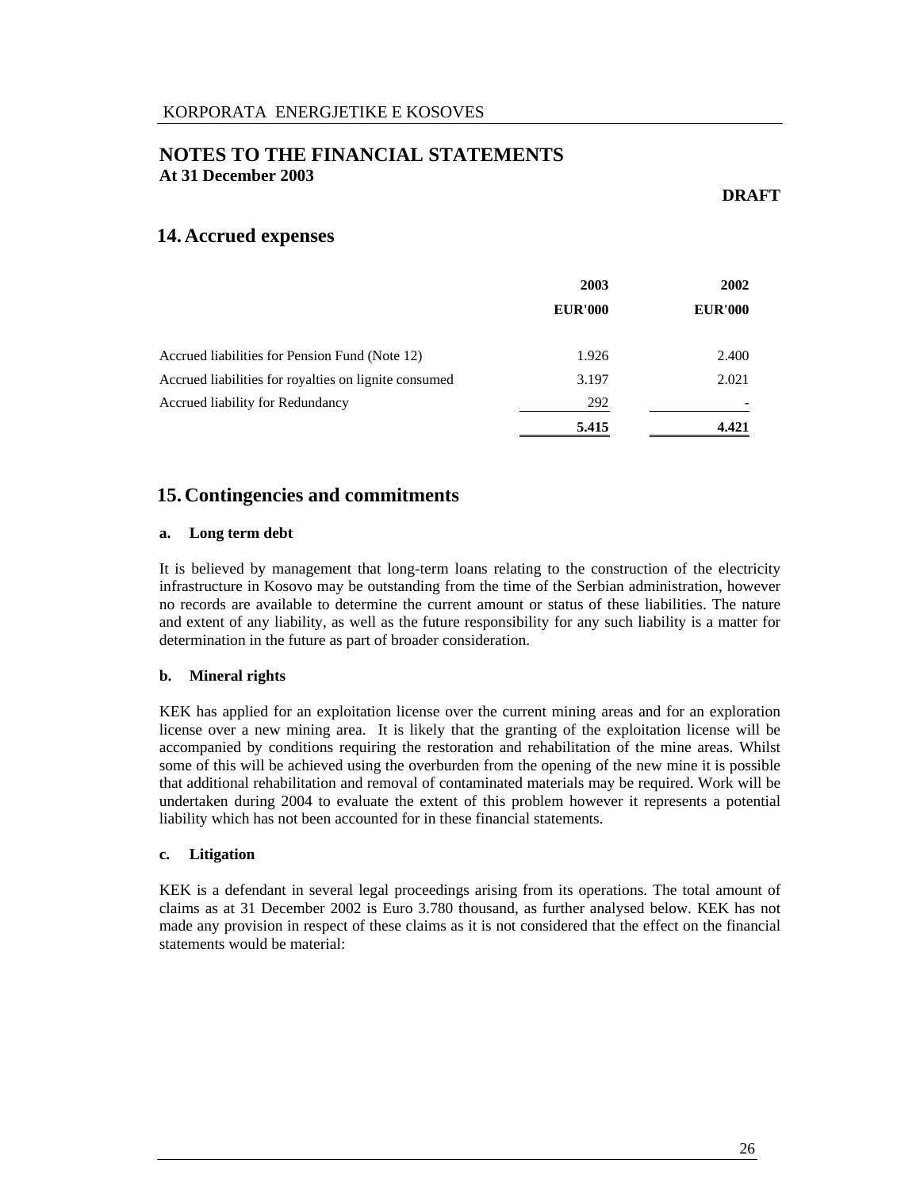KORPORATA ENERGJETIKE E KOSOVES

# NOTES TO THE FINANCIAL STATEMENTS
**At 31 December 2003**

**DRAFT**

## 14. Accrued expenses

| | 2003 | 2002 |
|---|---|---|
| | EUR'000 | EUR'000 |
| Accrued liabilities for Pension Fund (Note 12) | 1.926 | 2.400 |
| Accrued liabilities for royalties on lignite consumed | 3.197 | 2.021 |
| Accrued liability for Redundancy | 292 | - |
| | **5.415** | **4.421** |

## 15. Contingencies and commitments

**a. Long term debt**

It is believed by management that long-term loans relating to the construction of the electricity infrastructure in Kosovo may be outstanding from the time of the Serbian administration, however no records are available to determine the current amount or status of these liabilities. The nature and extent of any liability, as well as the future responsibility for any such liability is a matter for determination in the future as part of broader consideration.

**b. Mineral rights**

KEK has applied for an exploitation license over the current mining areas and for an exploration license over a new mining area. It is likely that the granting of the exploitation license will be accompanied by conditions requiring the restoration and rehabilitation of the mine areas. Whilst some of this will be achieved using the overburden from the opening of the new mine it is possible that additional rehabilitation and removal of contaminated materials may be required. Work will be undertaken during 2004 to evaluate the extent of this problem however it represents a potential liability which has not been accounted for in these financial statements.

**c. Litigation**

KEK is a defendant in several legal proceedings arising from its operations. The total amount of claims as at 31 December 2002 is Euro 3.780 thousand, as further analysed below. KEK has not made any provision in respect of these claims as it is not considered that the effect on the financial statements would be material: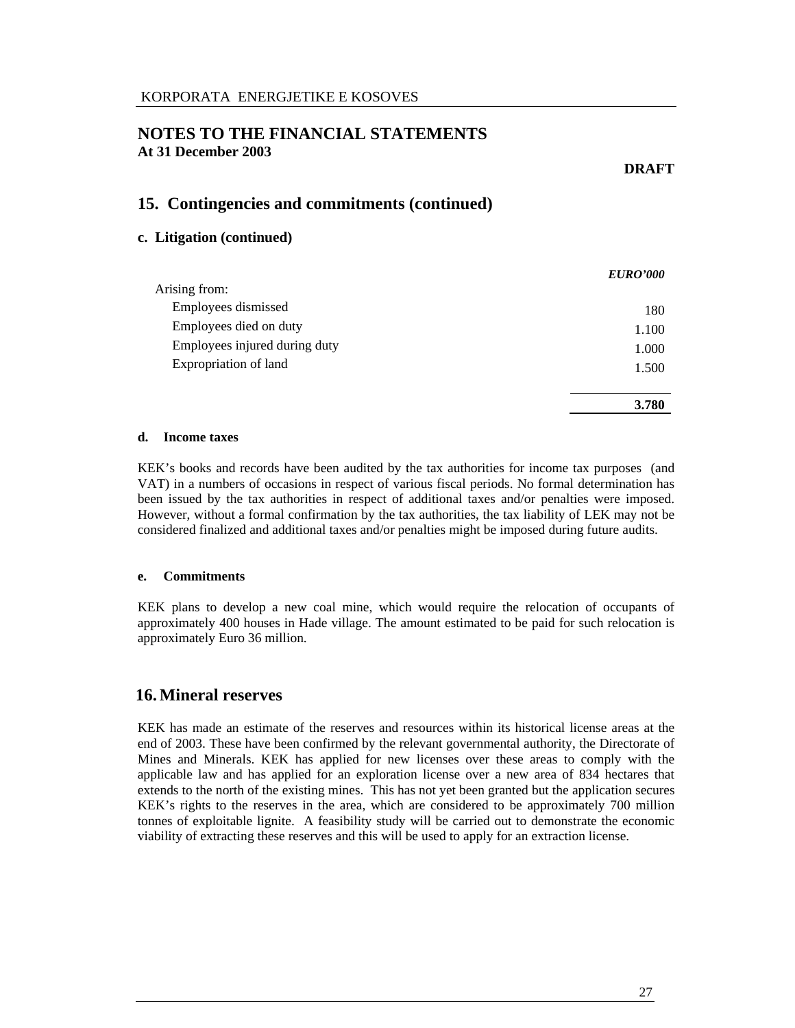KORPORATA ENERGJETIKE E KOSOVES

# NOTES TO THE FINANCIAL STATEMENTS
**At 31 December 2003**

**DRAFT**

## 15. Contingencies and commitments (continued)

### c. Litigation (continued)

| | *EURO'000* |
|---|---|
| Arising from: | |
| Employees dismissed | 180 |
| Employees died on duty | 1.100 |
| Employees injured during duty | 1.000 |
| Expropriation of land | 1.500 |
| | **3.780** |

### d. Income taxes

KEK's books and records have been audited by the tax authorities for income tax purposes (and VAT) in a numbers of occasions in respect of various fiscal periods. No formal determination has been issued by the tax authorities in respect of additional taxes and/or penalties were imposed. However, without a formal confirmation by the tax authorities, the tax liability of LEK may not be considered finalized and additional taxes and/or penalties might be imposed during future audits.

### e. Commitments

KEK plans to develop a new coal mine, which would require the relocation of occupants of approximately 400 houses in Hade village. The amount estimated to be paid for such relocation is approximately Euro 36 million.

## 16. Mineral reserves

KEK has made an estimate of the reserves and resources within its historical license areas at the end of 2003. These have been confirmed by the relevant governmental authority, the Directorate of Mines and Minerals. KEK has applied for new licenses over these areas to comply with the applicable law and has applied for an exploration license over a new area of 834 hectares that extends to the north of the existing mines. This has not yet been granted but the application secures KEK's rights to the reserves in the area, which are considered to be approximately 700 million tonnes of exploitable lignite. A feasibility study will be carried out to demonstrate the economic viability of extracting these reserves and this will be used to apply for an extraction license.